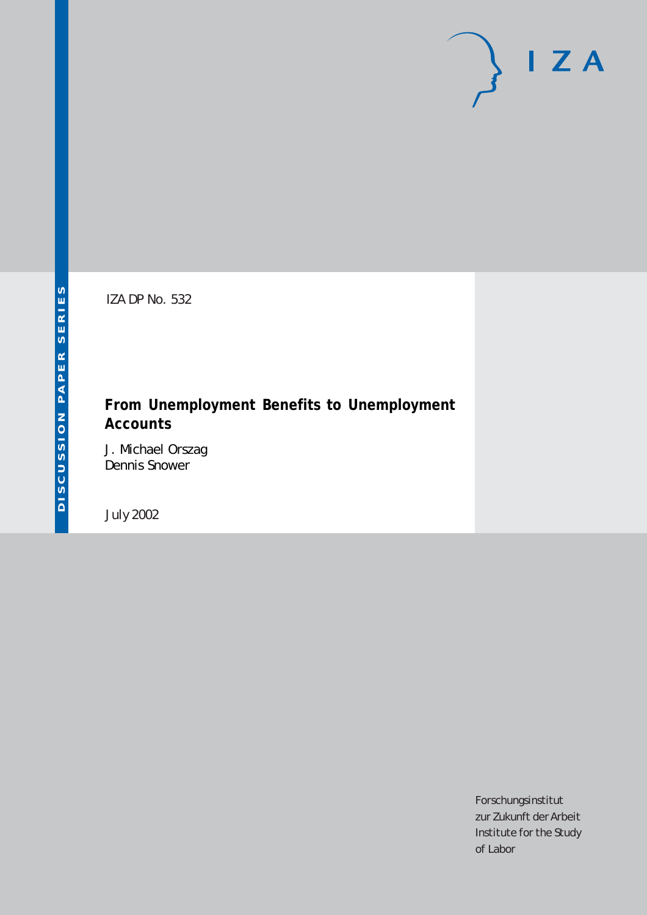DISCUSSION PAPER SERIES

IZA DP No. 532

# From Unemployment Benefits to Unemployment Accounts

J. Michael Orszag
Dennis Snower

July 2002

Forschungsinstitut
zur Zukunft der Arbeit
Institute for the Study
of Labor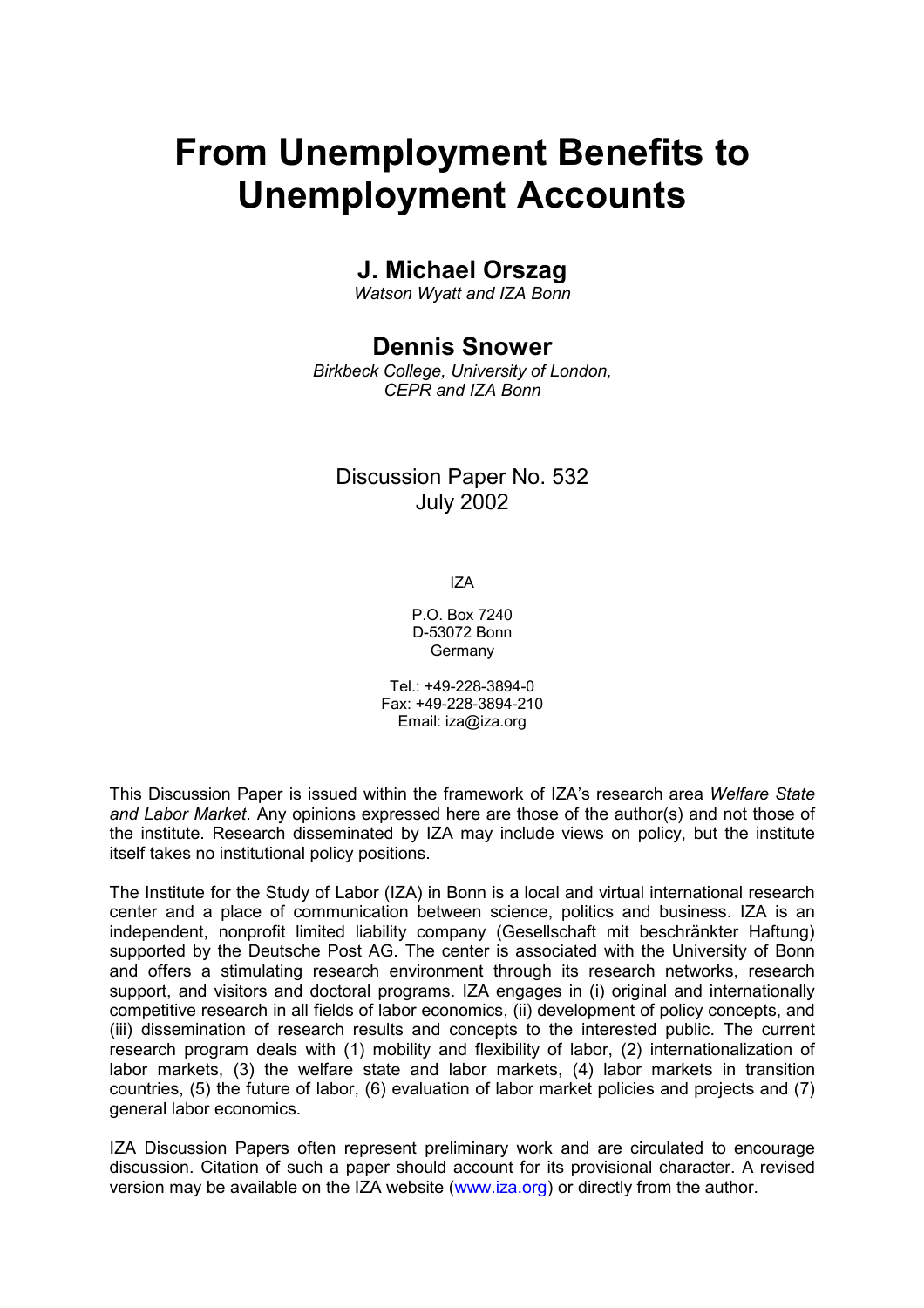# From Unemployment Benefits to Unemployment Accounts

## J. Michael Orszag

*Watson Wyatt and IZA Bonn*

## Dennis Snower

*Birkbeck College, University of London, CEPR and IZA Bonn*

Discussion Paper No. 532
July 2002

IZA

P.O. Box 7240
D-53072 Bonn
Germany

Tel.: +49-228-3894-0
Fax: +49-228-3894-210
Email: iza@iza.org

This Discussion Paper is issued within the framework of IZA's research area *Welfare State and Labor Market*. Any opinions expressed here are those of the author(s) and not those of the institute. Research disseminated by IZA may include views on policy, but the institute itself takes no institutional policy positions.

The Institute for the Study of Labor (IZA) in Bonn is a local and virtual international research center and a place of communication between science, politics and business. IZA is an independent, nonprofit limited liability company (Gesellschaft mit beschränkter Haftung) supported by the Deutsche Post AG. The center is associated with the University of Bonn and offers a stimulating research environment through its research networks, research support, and visitors and doctoral programs. IZA engages in (i) original and internationally competitive research in all fields of labor economics, (ii) development of policy concepts, and (iii) dissemination of research results and concepts to the interested public. The current research program deals with (1) mobility and flexibility of labor, (2) internationalization of labor markets, (3) the welfare state and labor markets, (4) labor markets in transition countries, (5) the future of labor, (6) evaluation of labor market policies and projects and (7) general labor economics.

IZA Discussion Papers often represent preliminary work and are circulated to encourage discussion. Citation of such a paper should account for its provisional character. A revised version may be available on the IZA website (www.iza.org) or directly from the author.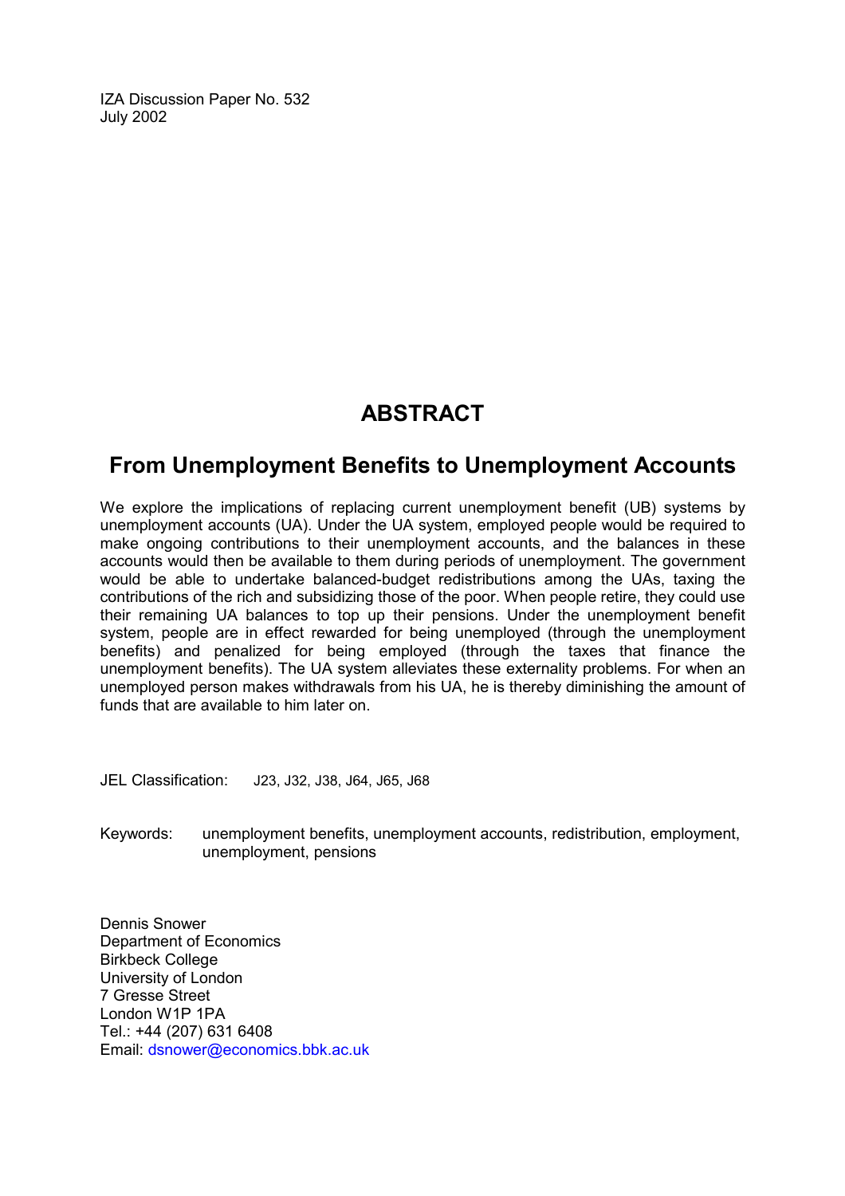IZA Discussion Paper No. 532
July 2002

# ABSTRACT

## From Unemployment Benefits to Unemployment Accounts

We explore the implications of replacing current unemployment benefit (UB) systems by unemployment accounts (UA). Under the UA system, employed people would be required to make ongoing contributions to their unemployment accounts, and the balances in these accounts would then be available to them during periods of unemployment. The government would be able to undertake balanced-budget redistributions among the UAs, taxing the contributions of the rich and subsidizing those of the poor. When people retire, they could use their remaining UA balances to top up their pensions. Under the unemployment benefit system, people are in effect rewarded for being unemployed (through the unemployment benefits) and penalized for being employed (through the taxes that finance the unemployment benefits). The UA system alleviates these externality problems. For when an unemployed person makes withdrawals from his UA, he is thereby diminishing the amount of funds that are available to him later on.

JEL Classification: J23, J32, J38, J64, J65, J68

Keywords: unemployment benefits, unemployment accounts, redistribution, employment, unemployment, pensions

Dennis Snower
Department of Economics
Birkbeck College
University of London
7 Gresse Street
London W1P 1PA
Tel.: +44 (207) 631 6408
Email: dsnower@economics.bbk.ac.uk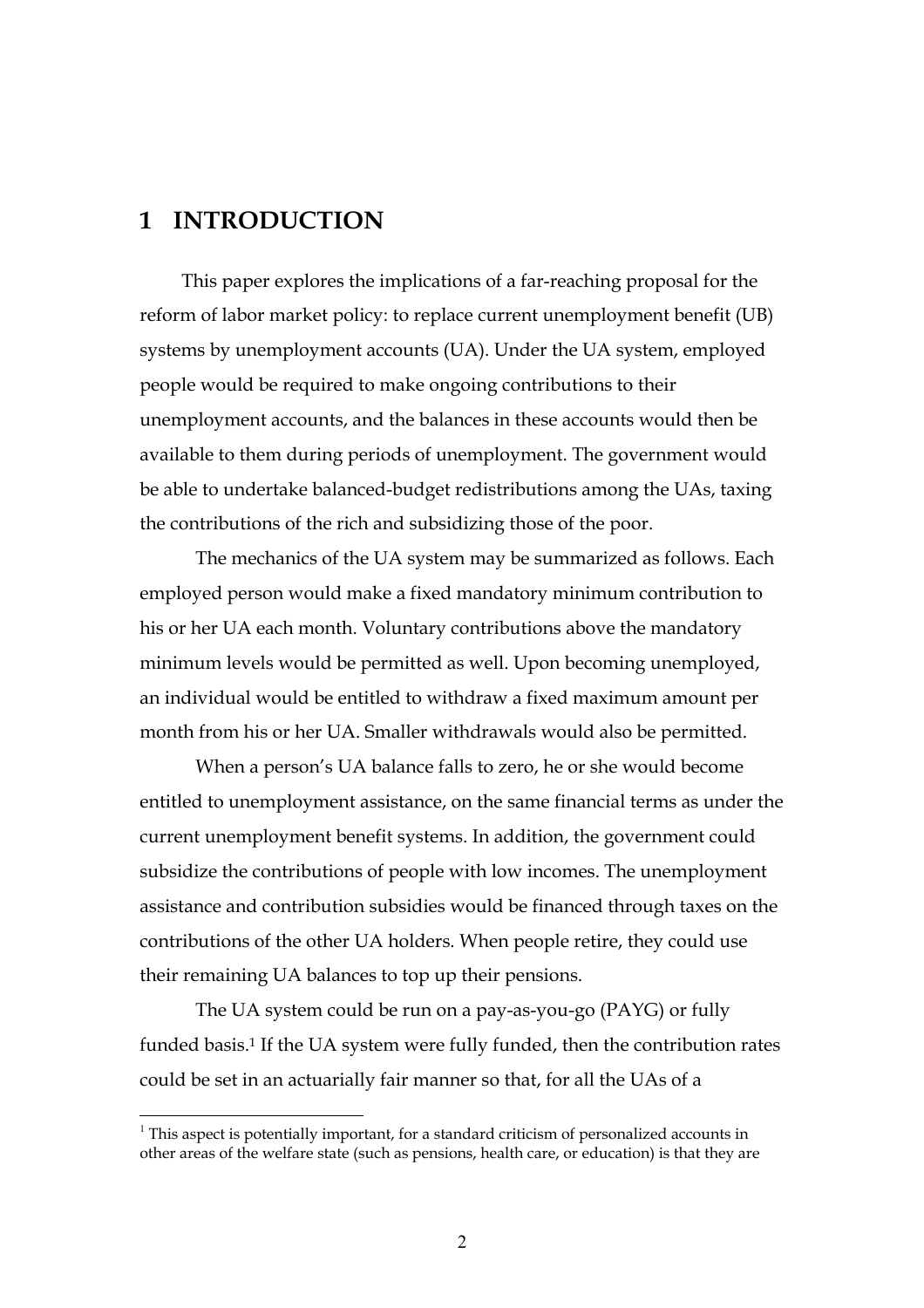# 1 INTRODUCTION

This paper explores the implications of a far-reaching proposal for the reform of labor market policy: to replace current unemployment benefit (UB) systems by unemployment accounts (UA). Under the UA system, employed people would be required to make ongoing contributions to their unemployment accounts, and the balances in these accounts would then be available to them during periods of unemployment. The government would be able to undertake balanced-budget redistributions among the UAs, taxing the contributions of the rich and subsidizing those of the poor.

The mechanics of the UA system may be summarized as follows. Each employed person would make a fixed mandatory minimum contribution to his or her UA each month. Voluntary contributions above the mandatory minimum levels would be permitted as well. Upon becoming unemployed, an individual would be entitled to withdraw a fixed maximum amount per month from his or her UA. Smaller withdrawals would also be permitted.

When a person's UA balance falls to zero, he or she would become entitled to unemployment assistance, on the same financial terms as under the current unemployment benefit systems. In addition, the government could subsidize the contributions of people with low incomes. The unemployment assistance and contribution subsidies would be financed through taxes on the contributions of the other UA holders. When people retire, they could use their remaining UA balances to top up their pensions.

The UA system could be run on a pay-as-you-go (PAYG) or fully funded basis.[1] If the UA system were fully funded, then the contribution rates could be set in an actuarially fair manner so that, for all the UAs of a

[1] This aspect is potentially important, for a standard criticism of personalized accounts in other areas of the welfare state (such as pensions, health care, or education) is that they are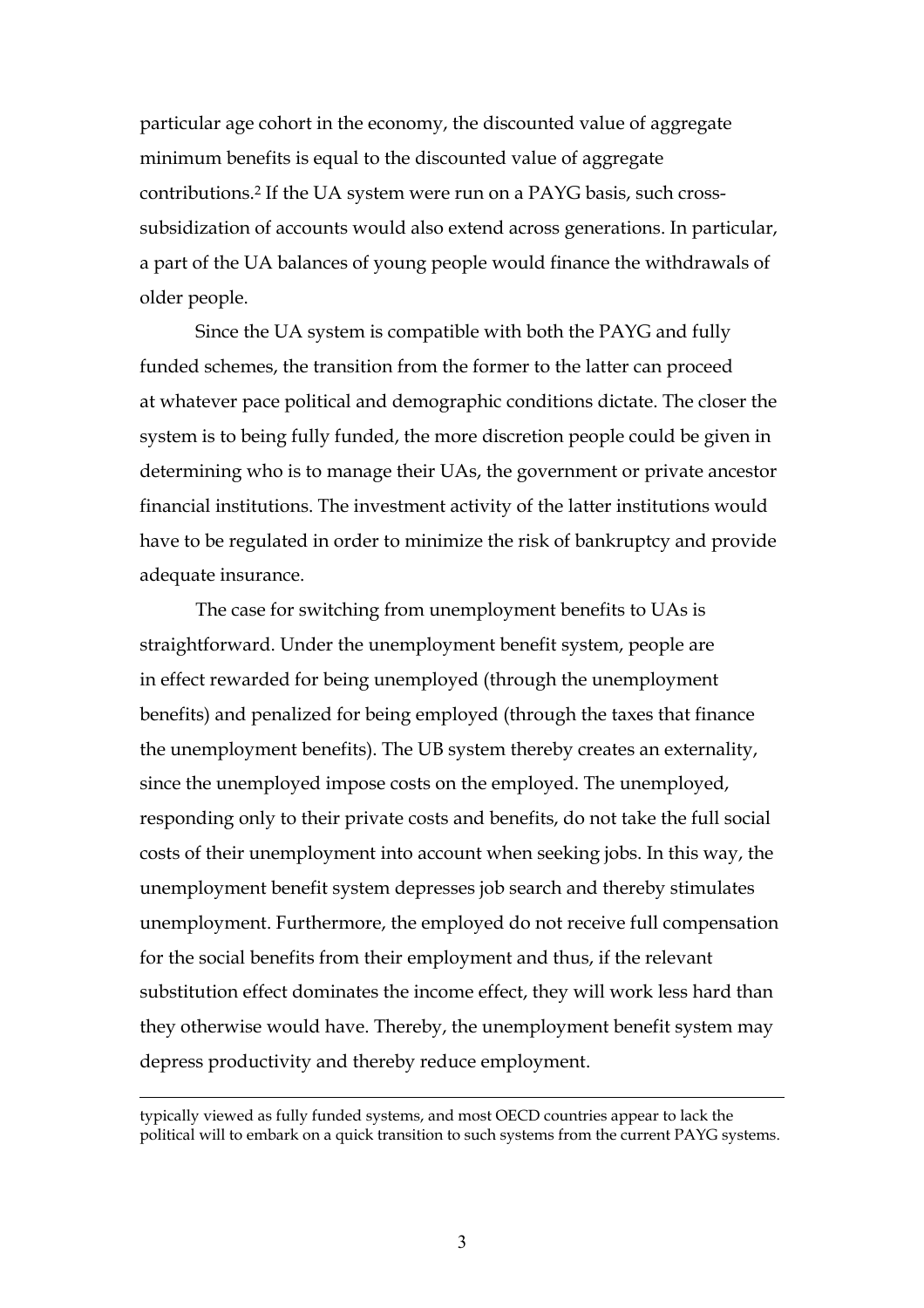particular age cohort in the economy, the discounted value of aggregate minimum benefits is equal to the discounted value of aggregate contributions.[2] If the UA system were run on a PAYG basis, such cross-subsidization of accounts would also extend across generations. In particular, a part of the UA balances of young people would finance the withdrawals of older people.

Since the UA system is compatible with both the PAYG and fully funded schemes, the transition from the former to the latter can proceed at whatever pace political and demographic conditions dictate. The closer the system is to being fully funded, the more discretion people could be given in determining who is to manage their UAs, the government or private ancestor financial institutions. The investment activity of the latter institutions would have to be regulated in order to minimize the risk of bankruptcy and provide adequate insurance.

The case for switching from unemployment benefits to UAs is straightforward. Under the unemployment benefit system, people are in effect rewarded for being unemployed (through the unemployment benefits) and penalized for being employed (through the taxes that finance the unemployment benefits). The UB system thereby creates an externality, since the unemployed impose costs on the employed. The unemployed, responding only to their private costs and benefits, do not take the full social costs of their unemployment into account when seeking jobs. In this way, the unemployment benefit system depresses job search and thereby stimulates unemployment. Furthermore, the employed do not receive full compensation for the social benefits from their employment and thus, if the relevant substitution effect dominates the income effect, they will work less hard than they otherwise would have. Thereby, the unemployment benefit system may depress productivity and thereby reduce employment.

---

typically viewed as fully funded systems, and most OECD countries appear to lack the political will to embark on a quick transition to such systems from the current PAYG systems.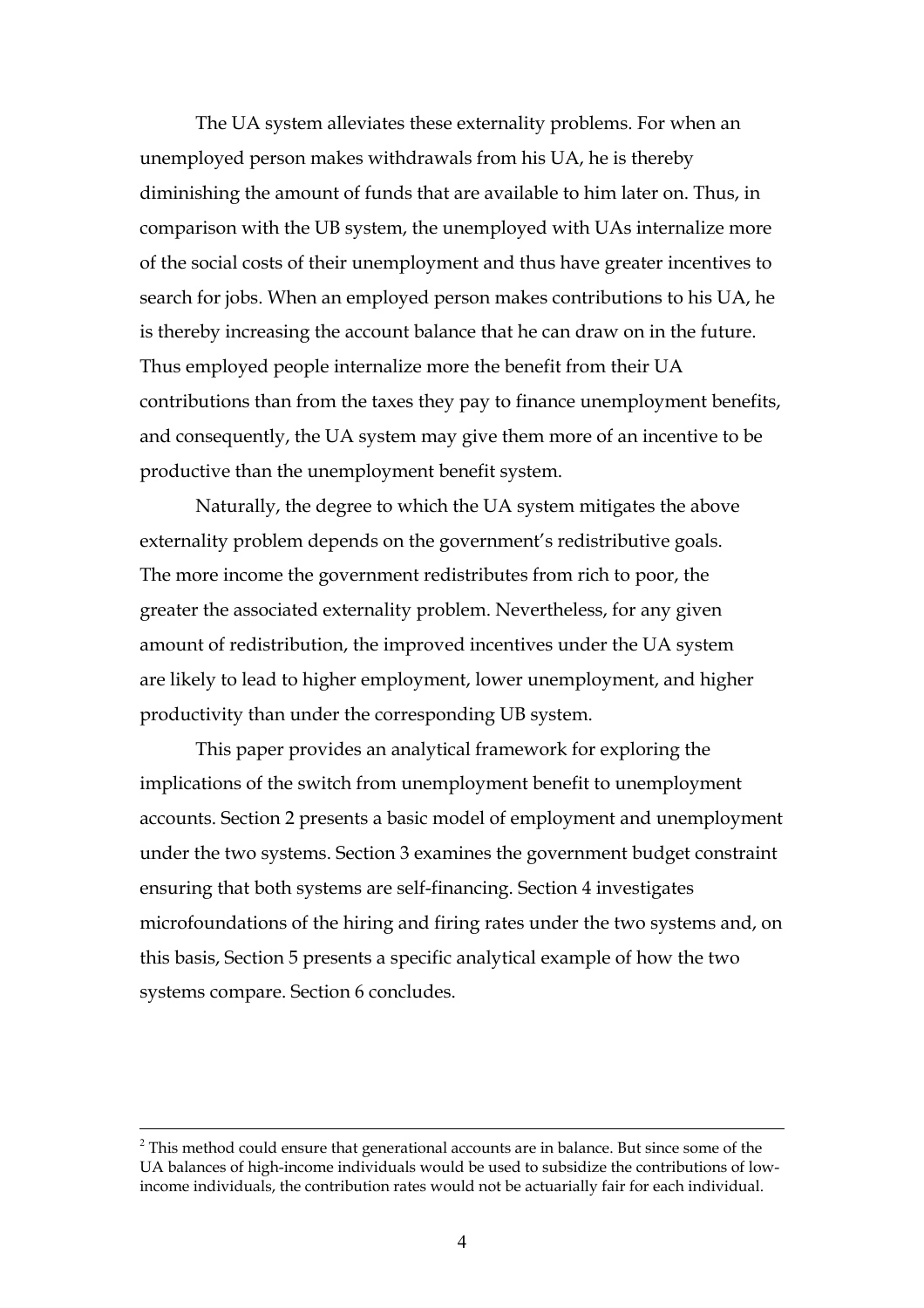The UA system alleviates these externality problems. For when an unemployed person makes withdrawals from his UA, he is thereby diminishing the amount of funds that are available to him later on. Thus, in comparison with the UB system, the unemployed with UAs internalize more of the social costs of their unemployment and thus have greater incentives to search for jobs. When an employed person makes contributions to his UA, he is thereby increasing the account balance that he can draw on in the future. Thus employed people internalize more the benefit from their UA contributions than from the taxes they pay to finance unemployment benefits, and consequently, the UA system may give them more of an incentive to be productive than the unemployment benefit system.

Naturally, the degree to which the UA system mitigates the above externality problem depends on the government's redistributive goals. The more income the government redistributes from rich to poor, the greater the associated externality problem. Nevertheless, for any given amount of redistribution, the improved incentives under the UA system are likely to lead to higher employment, lower unemployment, and higher productivity than under the corresponding UB system.

This paper provides an analytical framework for exploring the implications of the switch from unemployment benefit to unemployment accounts. Section 2 presents a basic model of employment and unemployment under the two systems. Section 3 examines the government budget constraint ensuring that both systems are self-financing. Section 4 investigates microfoundations of the hiring and firing rates under the two systems and, on this basis, Section 5 presents a specific analytical example of how the two systems compare. Section 6 concludes.

---

[2] This method could ensure that generational accounts are in balance. But since some of the UA balances of high-income individuals would be used to subsidize the contributions of low-income individuals, the contribution rates would not be actuarially fair for each individual.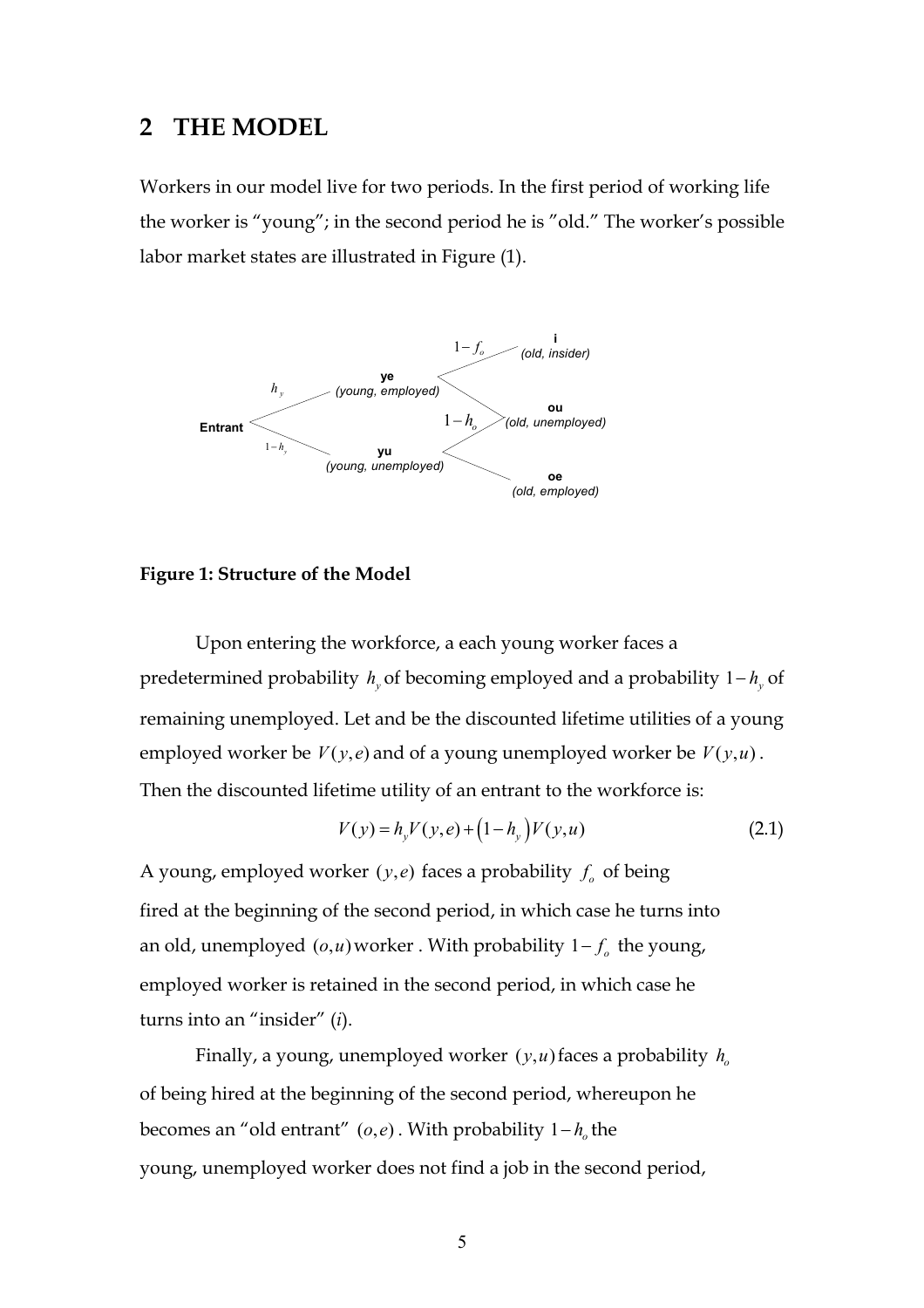## 2 THE MODEL

Workers in our model live for two periods. In the first period of working life the worker is "young"; in the second period he is "old." The worker's possible labor market states are illustrated in Figure (1).

**Figure 1: Structure of the Model**

Upon entering the workforce, a each young worker faces a predetermined probability $h_y$ of becoming employed and a probability $1-h_y$ of remaining unemployed. Let and be the discounted lifetime utilities of a young employed worker be $V(y,e)$ and of a young unemployed worker be $V(y,u)$. Then the discounted lifetime utility of an entrant to the workforce is:

$$V(y) = h_y V(y,e) + \left(1-h_y\right) V(y,u) \tag{2.1}$$

A young, employed worker $(y,e)$ faces a probability $f_o$ of being fired at the beginning of the second period, in which case he turns into an old, unemployed $(o,u)$ worker . With probability $1-f_o$ the young, employed worker is retained in the second period, in which case he turns into an "insider" (*i*).

Finally, a young, unemployed worker $(y,u)$ faces a probability $h_o$ of being hired at the beginning of the second period, whereupon he becomes an "old entrant" $(o,e)$. With probability $1-h_o$ the young, unemployed worker does not find a job in the second period,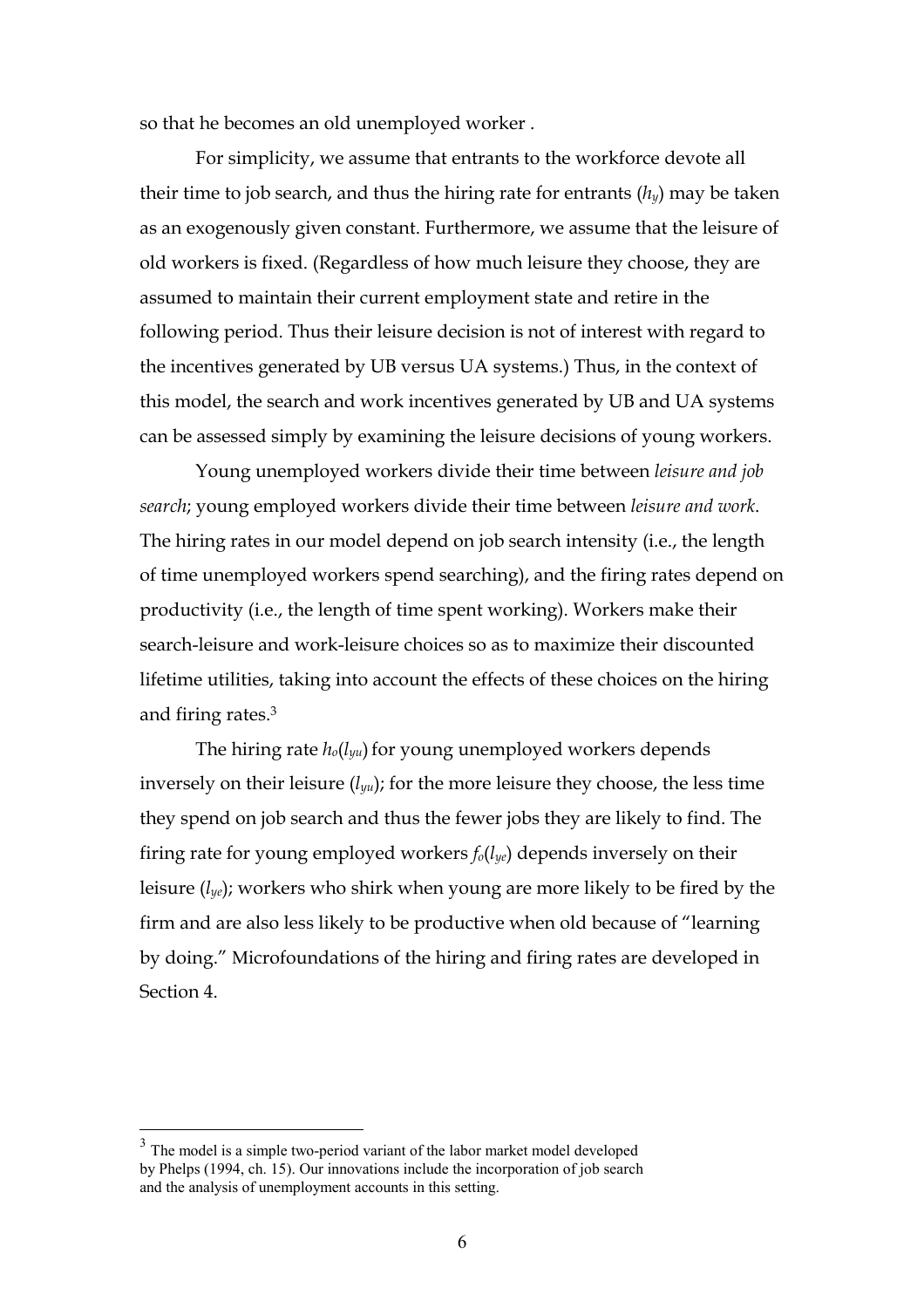so that he becomes an old unemployed worker .

For simplicity, we assume that entrants to the workforce devote all their time to job search, and thus the hiring rate for entrants ($h_y$) may be taken as an exogenously given constant. Furthermore, we assume that the leisure of old workers is fixed. (Regardless of how much leisure they choose, they are assumed to maintain their current employment state and retire in the following period. Thus their leisure decision is not of interest with regard to the incentives generated by UB versus UA systems.) Thus, in the context of this model, the search and work incentives generated by UB and UA systems can be assessed simply by examining the leisure decisions of young workers.

Young unemployed workers divide their time between *leisure and job search*; young employed workers divide their time between *leisure and work*. The hiring rates in our model depend on job search intensity (i.e., the length of time unemployed workers spend searching), and the firing rates depend on productivity (i.e., the length of time spent working). Workers make their search-leisure and work-leisure choices so as to maximize their discounted lifetime utilities, taking into account the effects of these choices on the hiring and firing rates.[3]

The hiring rate $h_o(l_{yu})$ for young unemployed workers depends inversely on their leisure ($l_{yu}$); for the more leisure they choose, the less time they spend on job search and thus the fewer jobs they are likely to find. The firing rate for young employed workers $f_o(l_{ye})$ depends inversely on their leisure ($l_{ye}$); workers who shirk when young are more likely to be fired by the firm and are also less likely to be productive when old because of "learning by doing." Microfoundations of the hiring and firing rates are developed in Section 4.

[3] The model is a simple two-period variant of the labor market model developed by Phelps (1994, ch. 15). Our innovations include the incorporation of job search and the analysis of unemployment accounts in this setting.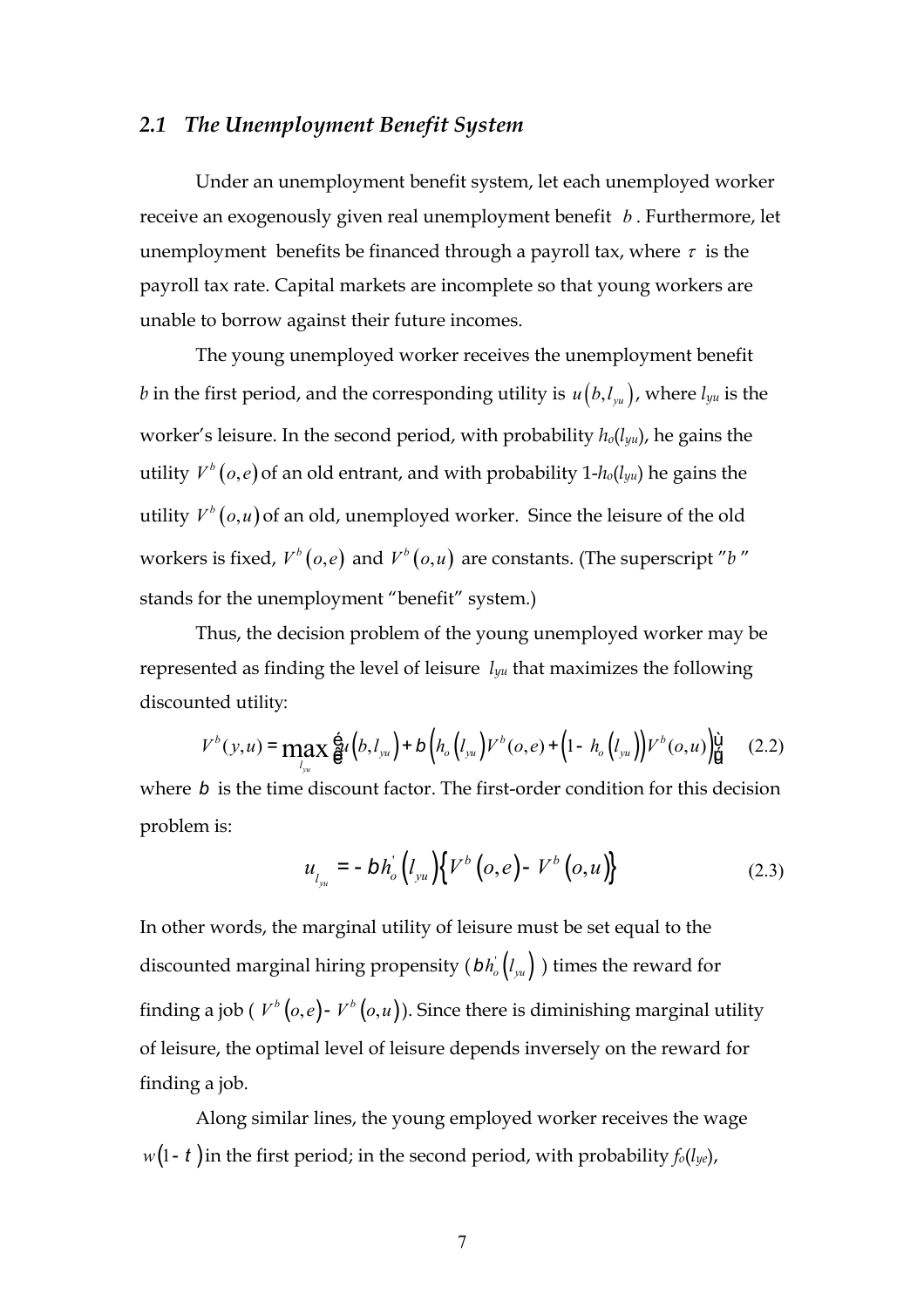### 2.1 *The Unemployment Benefit System*

Under an unemployment benefit system, let each unemployed worker receive an exogenously given real unemployment benefit $b$. Furthermore, let unemployment benefits be financed through a payroll tax, where $\tau$ is the payroll tax rate. Capital markets are incomplete so that young workers are unable to borrow against their future incomes.

The young unemployed worker receives the unemployment benefit $b$ in the first period, and the corresponding utility is $u(b, l_{yu})$, where $l_{yu}$ is the worker's leisure. In the second period, with probability $h_o(l_{yu})$, he gains the utility $V^b(o,e)$ of an old entrant, and with probability $1-h_o(l_{yu})$ he gains the utility $V^b(o,u)$ of an old, unemployed worker. Since the leisure of the old workers is fixed, $V^b(o,e)$ and $V^b(o,u)$ are constants. (The superscript "$b$" stands for the unemployment "benefit" system.)

Thus, the decision problem of the young unemployed worker may be represented as finding the level of leisure $l_{yu}$ that maximizes the following discounted utility:

$$V^b(y,u) = \max_{l_{yu}} \left[ u(b, l_{yu}) + \beta \left( h_o(l_{yu}) V^b(o,e) + \left(1 - h_o(l_{yu})\right) V^b(o,u) \right) \right] \quad (2.2)$$

where $\beta$ is the time discount factor. The first-order condition for this decision problem is:

$$u_{l_{yu}} = -\beta h_o'(l_{yu}) \left\{ V^b(o,e) - V^b(o,u) \right\} \quad (2.3)$$

In other words, the marginal utility of leisure must be set equal to the discounted marginal hiring propensity ($\beta h_o'(l_{yu})$) times the reward for finding a job ($V^b(o,e) - V^b(o,u)$). Since there is diminishing marginal utility of leisure, the optimal level of leisure depends inversely on the reward for finding a job.

Along similar lines, the young employed worker receives the wage $w(1-\tau)$ in the first period; in the second period, with probability $f_o(l_{ye})$,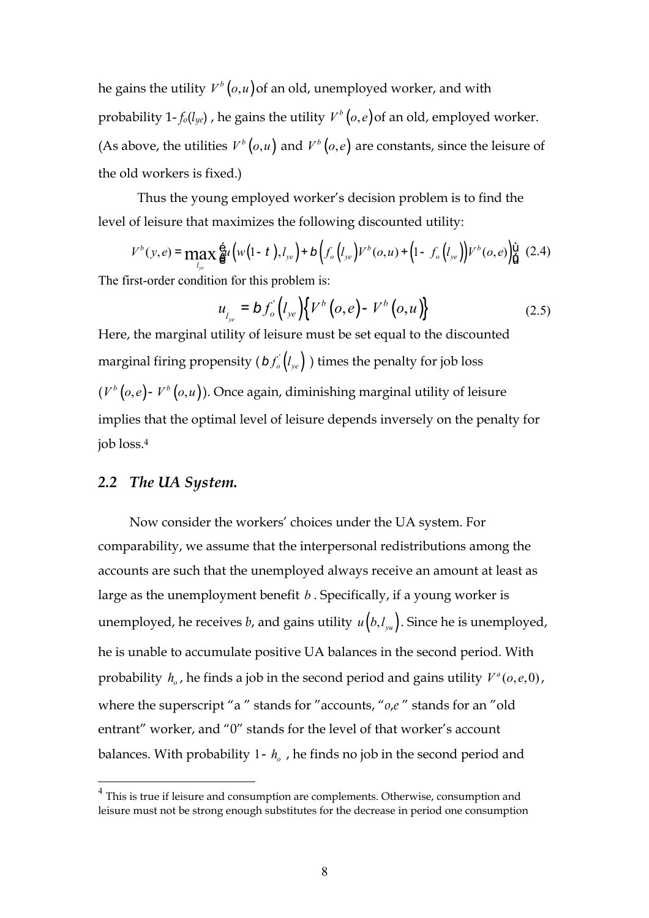he gains the utility $V^b(o,u)$ of an old, unemployed worker, and with probability $1-f_o(l_{ye})$, he gains the utility $V^b(o,e)$ of an old, employed worker. (As above, the utilities $V^b(o,u)$ and $V^b(o,e)$ are constants, since the leisure of the old workers is fixed.)

Thus the young employed worker's decision problem is to find the level of leisure that maximizes the following discounted utility:

$$V^b(y,e) = \max_{l_{ye}} \left[ u\left(w(1-t), l_{ye}\right) + \beta\left( f_o\left(l_{ye}\right) V^b(o,u) + \left(1 - f_o\left(l_{ye}\right)\right) V^b(o,e) \right) \right] \quad (2.4)$$

The first-order condition for this problem is:

$$u_{l_{ye}} = \beta f_o^{'}\left(l_{ye}\right)\left\{ V^b(o,e) - V^b(o,u) \right\} \quad (2.5)$$

Here, the marginal utility of leisure must be set equal to the discounted marginal firing propensity ($\beta f_o^{'}\left(l_{ye}\right)$) times the penalty for job loss ($V^b(o,e) - V^b(o,u)$). Once again, diminishing marginal utility of leisure implies that the optimal level of leisure depends inversely on the penalty for job loss.[4]

## 2.2 *The UA System.*

Now consider the workers' choices under the UA system. For comparability, we assume that the interpersonal redistributions among the accounts are such that the unemployed always receive an amount at least as large as the unemployment benefit $b$. Specifically, if a young worker is unemployed, he receives $b$, and gains utility $u(b, l_{yu})$. Since he is unemployed, he is unable to accumulate positive UA balances in the second period. With probability $h_o$, he finds a job in the second period and gains utility $V^a(o,e,0)$, where the superscript "a" stands for "accounts, "$o,e$" stands for an "old entrant" worker, and "0" stands for the level of that worker's account balances. With probability $1-h_o$, he finds no job in the second period and

[4] This is true if leisure and consumption are complements. Otherwise, consumption and leisure must not be strong enough substitutes for the decrease in period one consumption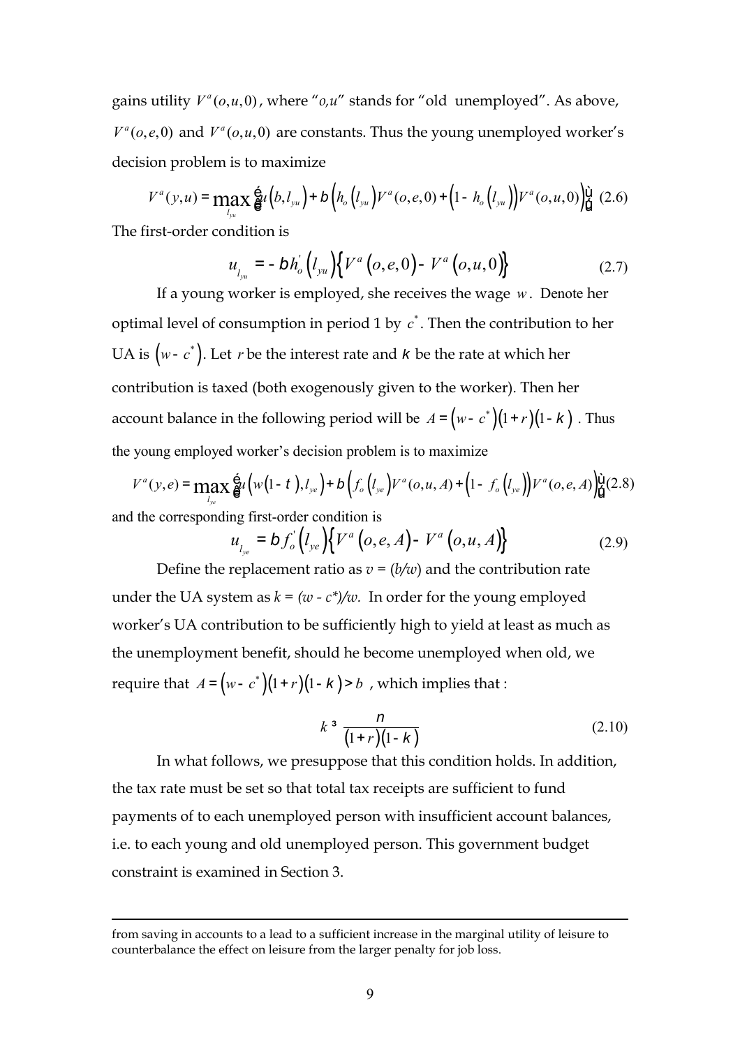gains utility $V^a(o,u,0)$, where "*o,u*" stands for "old unemployed". As above, $V^a(o,e,0)$ and $V^a(o,u,0)$ are constants. Thus the young unemployed worker's decision problem is to maximize

$$V^a(y,u) = \max_{l_{yu}} \left[ u\left(b, l_{yu}\right) + \beta \left( h_o\left(l_{yu}\right) V^a(o,e,0) + \left(1 - h_o\left(l_{yu}\right)\right) V^a(o,u,0) \right) \right] \quad (2.6)$$

The first-order condition is

$$u_{l_{yu}} = -\beta h_o^{'}\left(l_{yu}\right)\left\{ V^a\left(o,e,0\right) - V^a\left(o,u,0\right) \right\} \quad (2.7)$$

If a young worker is employed, she receives the wage $w$. Denote her optimal level of consumption in period 1 by $c^*$. Then the contribution to her UA is $\left(w - c^*\right)$. Let $r$ be the interest rate and $\kappa$ be the rate at which her contribution is taxed (both exogenously given to the worker). Then her account balance in the following period will be $A = \left(w - c^*\right)\left(1+r\right)\left(1-\kappa\right)$. Thus the young employed worker's decision problem is to maximize

$$V^a(y,e) = \max_{l_{ye}} \left[ u\left(w(1-\tau), l_{ye}\right) + \beta \left( f_o\left(l_{ye}\right) V^a(o,u,A) + \left(1 - f_o\left(l_{ye}\right)\right) V^a(o,e,A) \right) \right] \quad (2.8)$$

and the corresponding first-order condition is

$$u_{l_{ye}} = \beta f_o^{'}\left(l_{ye}\right)\left\{ V^a\left(o,e,A\right) - V^a\left(o,u,A\right) \right\} \quad (2.9)$$

Define the replacement ratio as $v = (b/w)$ and the contribution rate under the UA system as $k = (w - c^*)/w$. In order for the young employed worker's UA contribution to be sufficiently high to yield at least as much as the unemployment benefit, should he become unemployed when old, we require that $A = \left(w - c^*\right)\left(1+r\right)\left(1-\kappa\right) > b$, which implies that :

$$k \geq \frac{\nu}{\left(1+r\right)\left(1-\kappa\right)} \quad (2.10)$$

In what follows, we presuppose that this condition holds. In addition, the tax rate must be set so that total tax receipts are sufficient to fund payments of to each unemployed person with insufficient account balances, i.e. to each young and old unemployed person. This government budget constraint is examined in Section 3.

---

from saving in accounts to a lead to a sufficient increase in the marginal utility of leisure to counterbalance the effect on leisure from the larger penalty for job loss.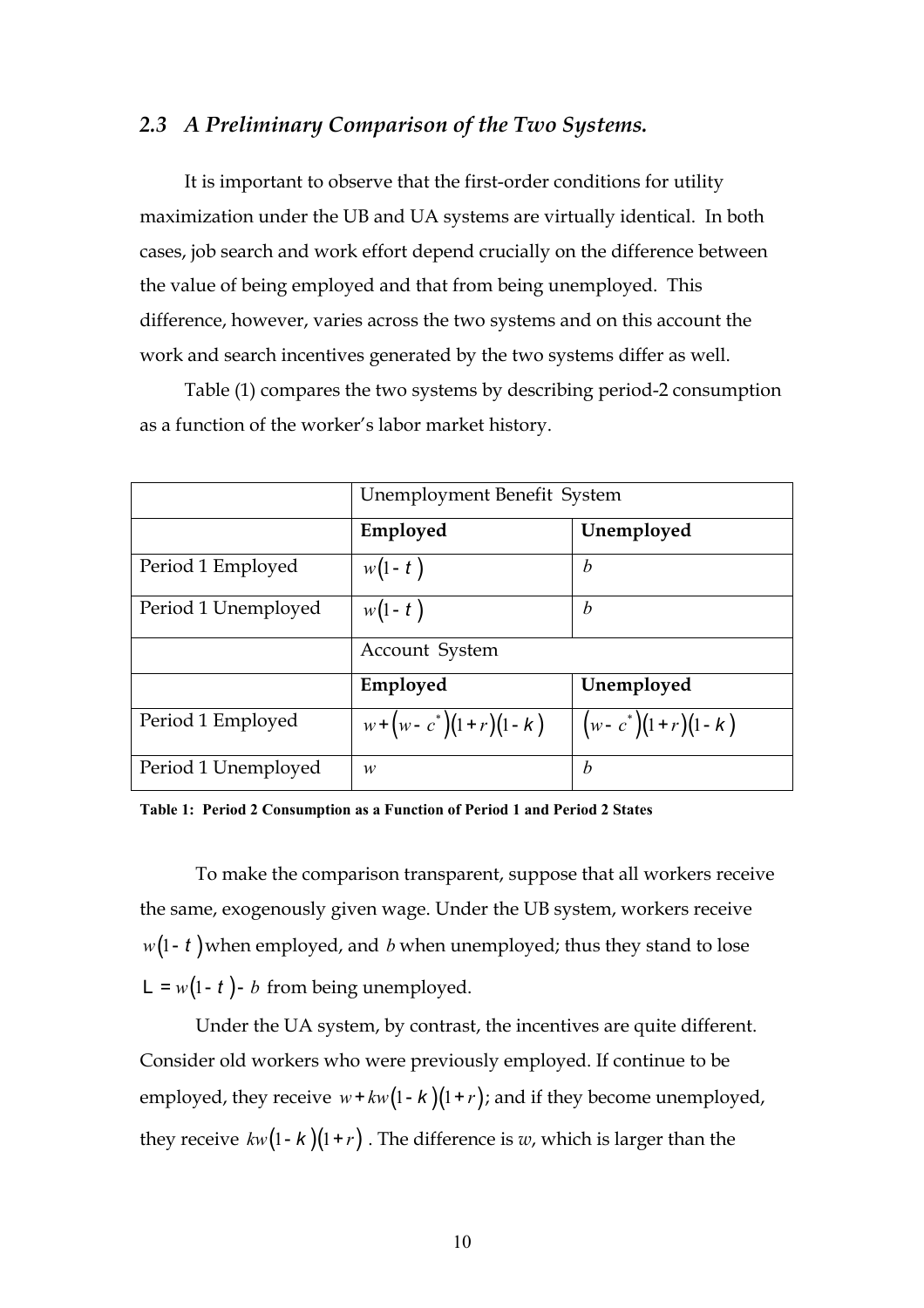### 2.3 A Preliminary Comparison of the Two Systems.

It is important to observe that the first-order conditions for utility maximization under the UB and UA systems are virtually identical. In both cases, job search and work effort depend crucially on the difference between the value of being employed and that from being unemployed. This difference, however, varies across the two systems and on this account the work and search incentives generated by the two systems differ as well.

Table (1) compares the two systems by describing period-2 consumption as a function of the worker's labor market history.

| | Unemployment Benefit System | |
|---|---|---|
| | **Employed** | **Unemployed** |
| Period 1 Employed | $w(1-\tau)$ | $b$ |
| Period 1 Unemployed | $w(1-\tau)$ | $b$ |
| | Account System | |
| | **Employed** | **Unemployed** |
| Period 1 Employed | $w+(w-c^{*})(1+r)(1-\kappa)$ | $(w-c^{*})(1+r)(1-\kappa)$ |
| Period 1 Unemployed | $w$ | $b$ |

**Table 1: Period 2 Consumption as a Function of Period 1 and Period 2 States**

To make the comparison transparent, suppose that all workers receive the same, exogenously given wage. Under the UB system, workers receive $w(1-\tau)$ when employed, and $b$ when unemployed; thus they stand to lose $\Lambda = w(1-\tau)-b$ from being unemployed.

Under the UA system, by contrast, the incentives are quite different. Consider old workers who were previously employed. If continue to be employed, they receive $w+kw(1-\kappa)(1+r)$; and if they become unemployed, they receive $kw(1-\kappa)(1+r)$. The difference is $w$, which is larger than the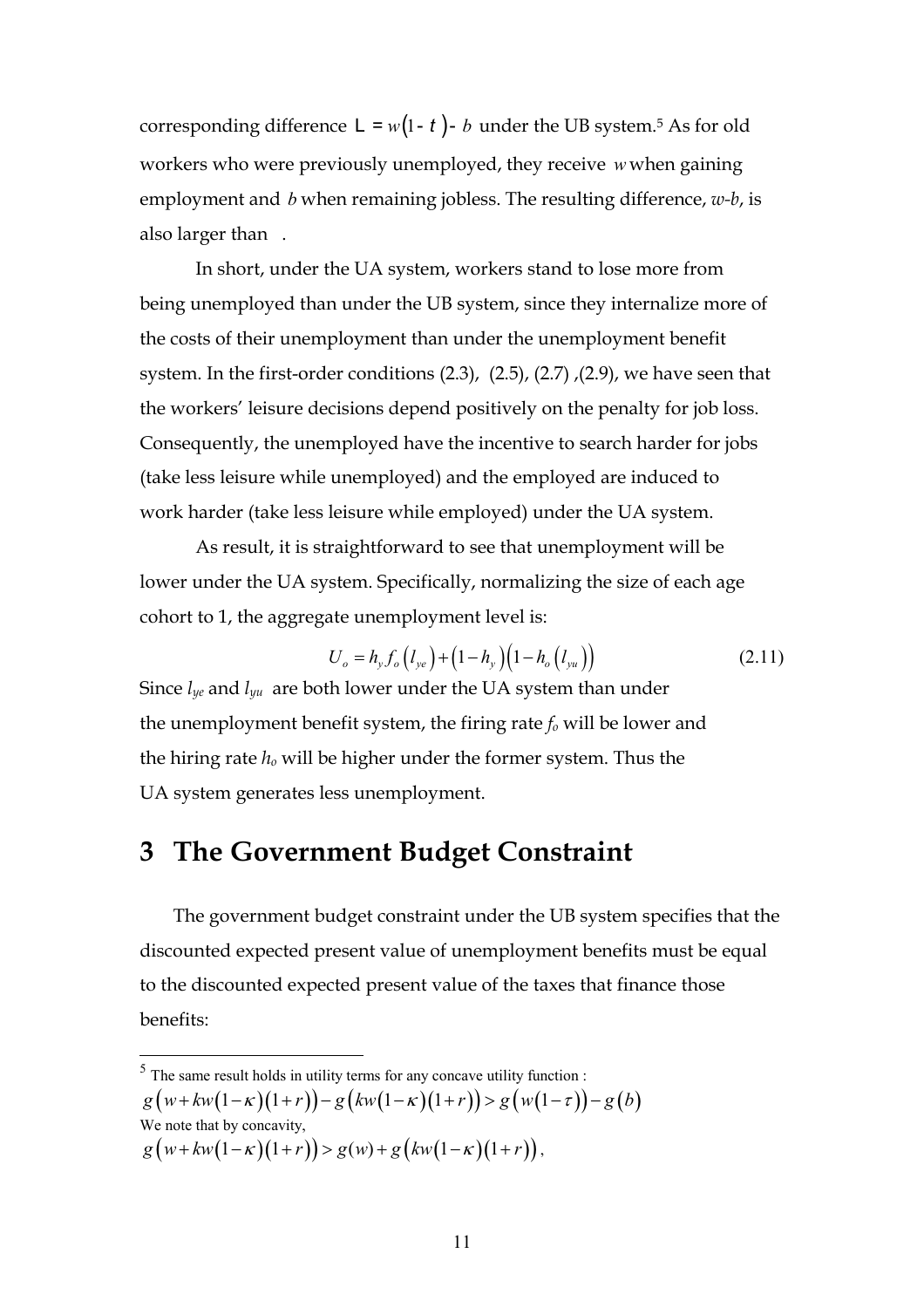corresponding difference $\Lambda = w(1-\tau) - b$ under the UB system.[5] As for old workers who were previously unemployed, they receive $w$ when gaining employment and $b$ when remaining jobless. The resulting difference, $w$-$b$, is also larger than $\Lambda$.

In short, under the UA system, workers stand to lose more from being unemployed than under the UB system, since they internalize more of the costs of their unemployment than under the unemployment benefit system. In the first-order conditions (2.3), (2.5), (2.7), (2.9), we have seen that the workers' leisure decisions depend positively on the penalty for job loss. Consequently, the unemployed have the incentive to search harder for jobs (take less leisure while unemployed) and the employed are induced to work harder (take less leisure while employed) under the UA system.

As result, it is straightforward to see that unemployment will be lower under the UA system. Specifically, normalizing the size of each age cohort to 1, the aggregate unemployment level is:

$$U_o = h_y f_o\left(l_{ye}\right) + \left(1-h_y\right)\left(1-h_o\left(l_{yu}\right)\right) \tag{2.11}$$

Since $l_{ye}$ and $l_{yu}$ are both lower under the UA system than under the unemployment benefit system, the firing rate $f_o$ will be lower and the hiring rate $h_o$ will be higher under the former system. Thus the UA system generates less unemployment.

# 3 The Government Budget Constraint

The government budget constraint under the UB system specifies that the discounted expected present value of unemployment benefits must be equal to the discounted expected present value of the taxes that finance those benefits:

---

[5] The same result holds in utility terms for any concave utility function :

$$g\left(w + kw\left(1-\kappa\right)\left(1+r\right)\right) - g\left(kw\left(1-\kappa\right)\left(1+r\right)\right) > g\left(w\left(1-\tau\right)\right) - g\left(b\right)$$

We note that by concavity,

$$g\left(w + kw\left(1-\kappa\right)\left(1+r\right)\right) > g(w) + g\left(kw\left(1-\kappa\right)\left(1+r\right)\right),$$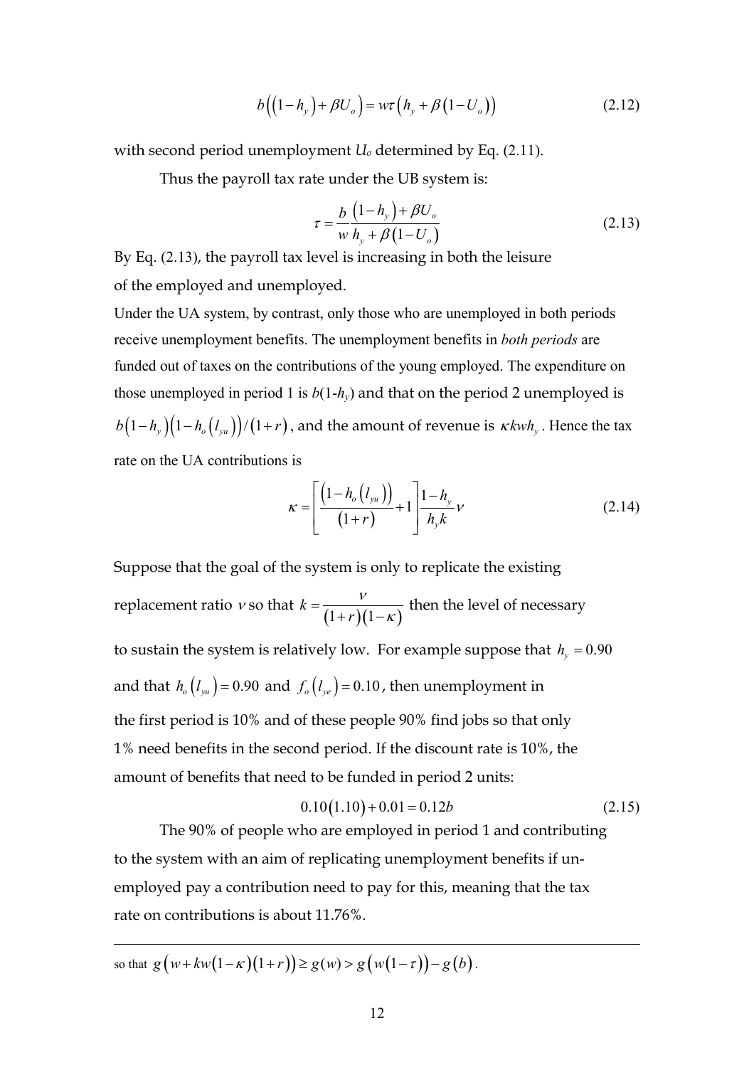$$b\left(\left(1-h_y\right)+\beta U_o\right)=w\tau\left(h_y+\beta\left(1-U_o\right)\right) \tag{2.12}$$

with second period unemployment $U_o$ determined by Eq. (2.11).

Thus the payroll tax rate under the UB system is:

$$\tau=\frac{b}{w}\frac{\left(1-h_y\right)+\beta U_o}{h_y+\beta\left(1-U_o\right)} \tag{2.13}$$

By Eq. (2.13), the payroll tax level is increasing in both the leisure of the employed and unemployed.

Under the UA system, by contrast, only those who are unemployed in both periods receive unemployment benefits. The unemployment benefits in *both periods* are funded out of taxes on the contributions of the young employed. The expenditure on those unemployed in period 1 is $b(1-h_y)$ and that on the period 2 unemployed is $b\left(1-h_y\right)\left(1-h_o\left(l_{yu}\right)\right)/\left(1+r\right)$, and the amount of revenue is $\kappa kwh_y$. Hence the tax rate on the UA contributions is

$$\kappa=\left[\frac{\left(1-h_o\left(l_{yu}\right)\right)}{\left(1+r\right)}+1\right]\frac{1-h_y}{h_y k}\nu \tag{2.14}$$

Suppose that the goal of the system is only to replicate the existing replacement ratio $\nu$ so that $k=\frac{\nu}{\left(1+r\right)\left(1-\kappa\right)}$ then the level of necessary to sustain the system is relatively low. For example suppose that $h_y=0.90$ and that $h_o\left(l_{yu}\right)=0.90$ and $f_o\left(l_{ye}\right)=0.10$, then unemployment in the first period is 10% and of these people 90% find jobs so that only 1% need benefits in the second period. If the discount rate is 10%, the amount of benefits that need to be funded in period 2 units:

$$0.10\left(1.10\right)+0.01=0.12b \tag{2.15}$$

The 90% of people who are employed in period 1 and contributing to the system with an aim of replicating unemployment benefits if unemployed pay a contribution need to pay for this, meaning that the tax rate on contributions is about 11.76%.

---

so that $g\left(w+kw\left(1-\kappa\right)\left(1+r\right)\right)\geq g(w)>g\left(w\left(1-\tau\right)\right)-g\left(b\right)$.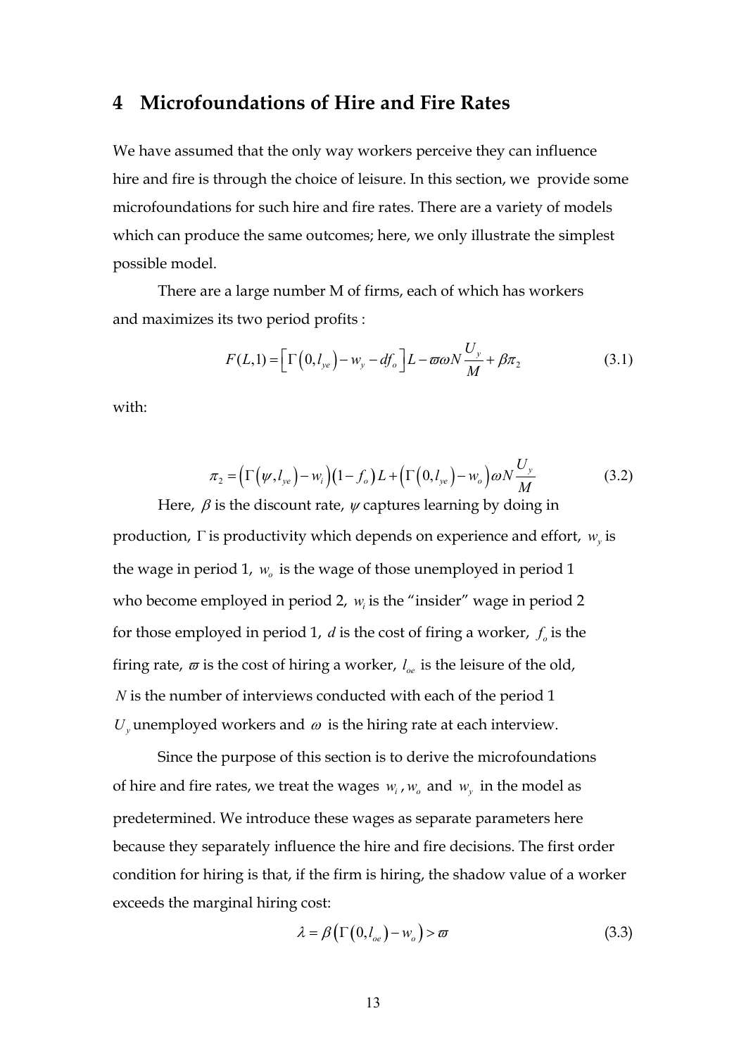# 4 Microfoundations of Hire and Fire Rates

We have assumed that the only way workers perceive they can influence hire and fire is through the choice of leisure. In this section, we provide some microfoundations for such hire and fire rates. There are a variety of models which can produce the same outcomes; here, we only illustrate the simplest possible model.

There are a large number M of firms, each of which has workers and maximizes its two period profits :

$$F(L,1) = \left[\Gamma\left(0, l_{ye}\right) - w_y - df_o\right]L - \varpi\omega N\frac{U_y}{M} + \beta\pi_2 \tag{3.1}$$

with:

$$\pi_2 = \left(\Gamma\left(\psi, l_{ye}\right) - w_i\right)\left(1 - f_o\right)L + \left(\Gamma\left(0, l_{ye}\right) - w_o\right)\omega N\frac{U_y}{M} \tag{3.2}$$

Here, $\beta$ is the discount rate, $\psi$ captures learning by doing in production, $\Gamma$ is productivity which depends on experience and effort, $w_y$ is the wage in period 1, $w_o$ is the wage of those unemployed in period 1 who become employed in period 2, $w_i$ is the "insider" wage in period 2 for those employed in period 1, $d$ is the cost of firing a worker, $f_o$ is the firing rate, $\varpi$ is the cost of hiring a worker, $l_{oe}$ is the leisure of the old, $N$ is the number of interviews conducted with each of the period 1 $U_y$ unemployed workers and $\omega$ is the hiring rate at each interview.

Since the purpose of this section is to derive the microfoundations of hire and fire rates, we treat the wages $w_i$, $w_o$ and $w_y$ in the model as predetermined. We introduce these wages as separate parameters here because they separately influence the hire and fire decisions. The first order condition for hiring is that, if the firm is hiring, the shadow value of a worker exceeds the marginal hiring cost:

$$\lambda = \beta\left(\Gamma\left(0, l_{oe}\right) - w_o\right) > \varpi \tag{3.3}$$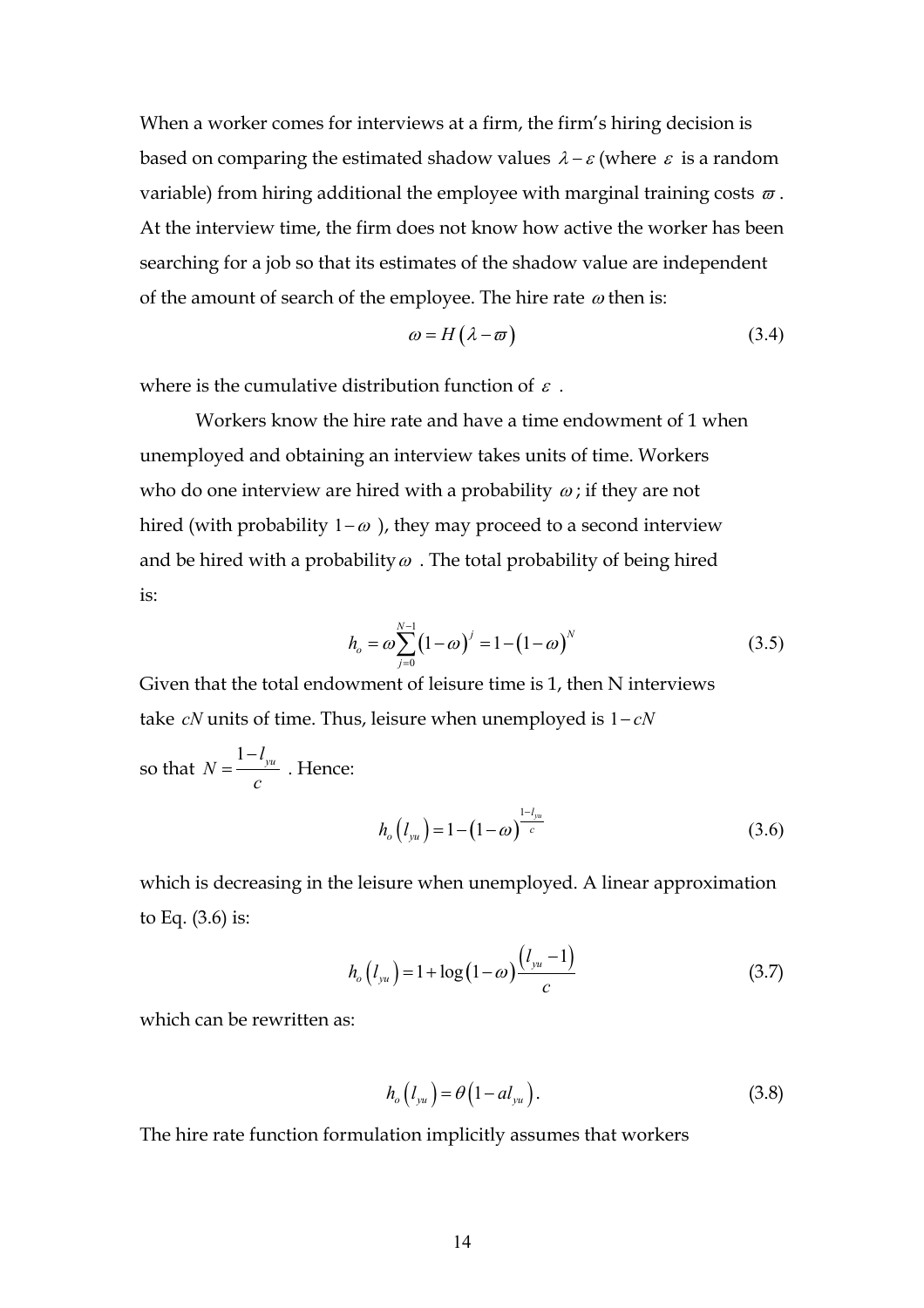When a worker comes for interviews at a firm, the firm's hiring decision is based on comparing the estimated shadow values $\lambda - \varepsilon$ (where $\varepsilon$ is a random variable) from hiring additional the employee with marginal training costs $\varpi$. At the interview time, the firm does not know how active the worker has been searching for a job so that its estimates of the shadow value are independent of the amount of search of the employee. The hire rate $\omega$ then is:

$$\omega = H\left(\lambda - \varpi\right) \tag{3.4}$$

where is the cumulative distribution function of $\varepsilon$ .

Workers know the hire rate and have a time endowment of 1 when unemployed and obtaining an interview takes units of time. Workers who do one interview are hired with a probability $\omega$; if they are not hired (with probability $1-\omega$ ), they may proceed to a second interview and be hired with a probability $\omega$ . The total probability of being hired is:

$$h_o = \omega \sum_{j=0}^{N-1} \left(1-\omega\right)^j = 1 - \left(1-\omega\right)^N \tag{3.5}$$

Given that the total endowment of leisure time is 1, then N interviews take $cN$ units of time. Thus, leisure when unemployed is $1-cN$ so that $N = \frac{1-l_{yu}}{c}$ . Hence:

$$h_o\left(l_{yu}\right) = 1 - \left(1-\omega\right)^{\frac{1-l_{yu}}{c}} \tag{3.6}$$

which is decreasing in the leisure when unemployed. A linear approximation to Eq. (3.6) is:

$$h_o\left(l_{yu}\right) = 1 + \log\left(1-\omega\right)\frac{\left(l_{yu}-1\right)}{c} \tag{3.7}$$

which can be rewritten as:

$$h_o\left(l_{yu}\right) = \theta\left(1 - a l_{yu}\right). \tag{3.8}$$

The hire rate function formulation implicitly assumes that workers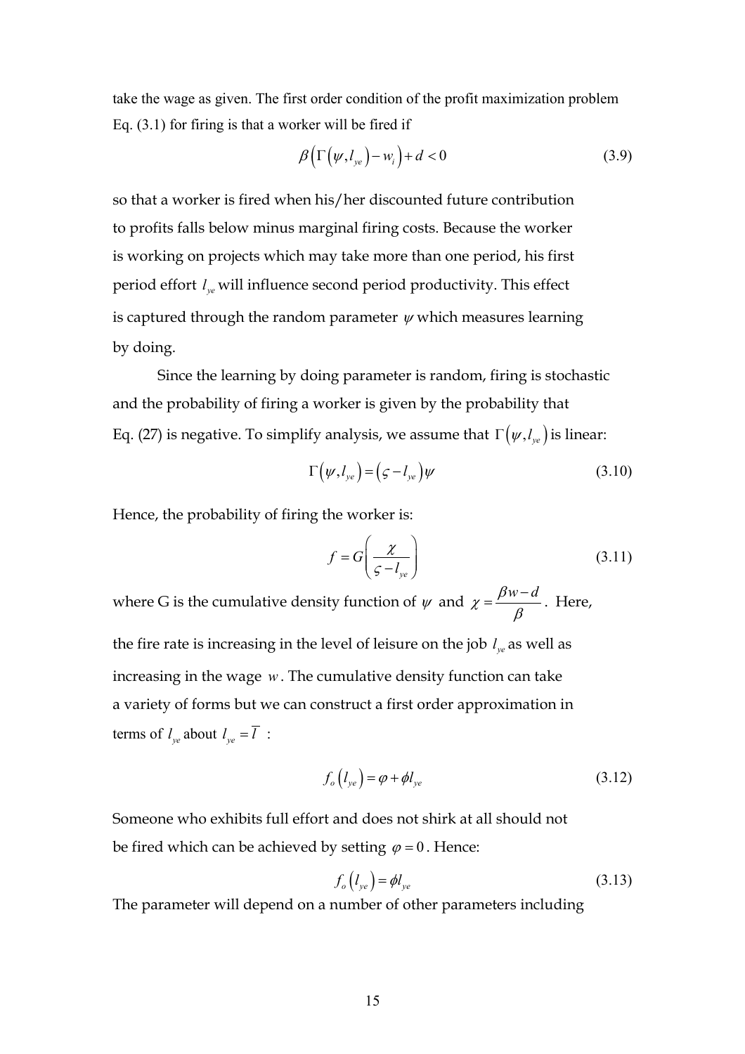take the wage as given. The first order condition of the profit maximization problem Eq. (3.1) for firing is that a worker will be fired if

$$\beta\left(\Gamma\left(\psi, l_{ye}\right) - w_i\right) + d < 0 \tag{3.9}$$

so that a worker is fired when his/her discounted future contribution to profits falls below minus marginal firing costs. Because the worker is working on projects which may take more than one period, his first period effort $l_{ye}$ will influence second period productivity. This effect is captured through the random parameter $\psi$ which measures learning by doing.

Since the learning by doing parameter is random, firing is stochastic and the probability of firing a worker is given by the probability that Eq. (27) is negative. To simplify analysis, we assume that $\Gamma\left(\psi, l_{ye}\right)$ is linear:

$$\Gamma\left(\psi, l_{ye}\right) = \left(\varsigma - l_{ye}\right)\psi \tag{3.10}$$

Hence, the probability of firing the worker is:

$$f = G\left(\frac{\chi}{\varsigma - l_{ye}}\right) \tag{3.11}$$

where G is the cumulative density function of $\psi$ and $\chi = \dfrac{\beta w - d}{\beta}$. Here, the fire rate is increasing in the level of leisure on the job $l_{ye}$ as well as increasing in the wage $w$. The cumulative density function can take a variety of forms but we can construct a first order approximation in terms of $l_{ye}$ about $l_{ye} = \overline{l}$ :

$$f_o\left(l_{ye}\right) = \varphi + \phi l_{ye} \tag{3.12}$$

Someone who exhibits full effort and does not shirk at all should not be fired which can be achieved by setting $\varphi = 0$. Hence:

$$f_o\left(l_{ye}\right) = \phi l_{ye} \tag{3.13}$$

The parameter will depend on a number of other parameters including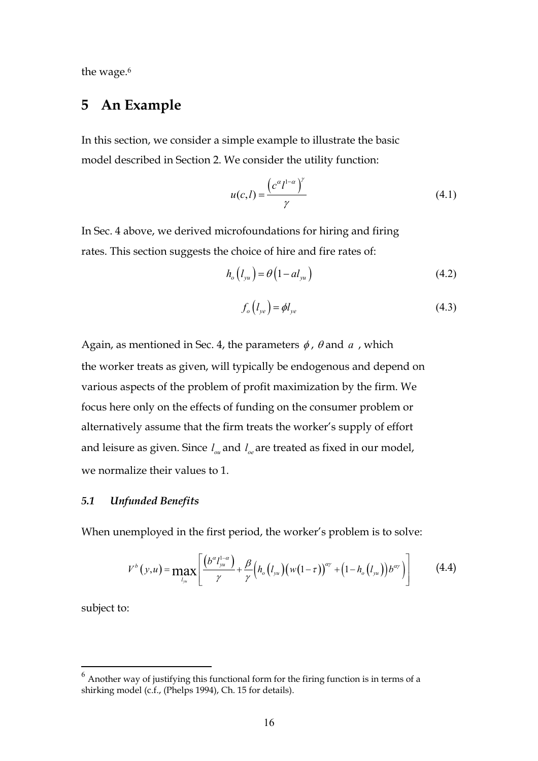the wage.[6]

# 5 An Example

In this section, we consider a simple example to illustrate the basic model described in Section 2. We consider the utility function:

$$u(c,l) = \frac{\left(c^{\alpha} l^{1-\alpha}\right)^{\gamma}}{\gamma} \tag{4.1}$$

In Sec. 4 above, we derived microfoundations for hiring and firing rates. This section suggests the choice of hire and fire rates of:

$$h_o\left(l_{yu}\right) = \theta\left(1 - a l_{yu}\right) \tag{4.2}$$

$$f_o\left(l_{ye}\right) = \phi l_{ye} \tag{4.3}$$

Again, as mentioned in Sec. 4, the parameters $\phi$, $\theta$ and $a$ , which the worker treats as given, will typically be endogenous and depend on various aspects of the problem of profit maximization by the firm. We focus here only on the effects of funding on the consumer problem or alternatively assume that the firm treats the worker's supply of effort and leisure as given. Since $l_{ou}$ and $l_{oe}$ are treated as fixed in our model, we normalize their values to 1.

## *5.1 Unfunded Benefits*

When unemployed in the first period, the worker's problem is to solve:

$$V^{b}\left(y,u\right) = \max_{l_{yu}}\left[\frac{\left(b^{\alpha} l_{yu}^{1-\alpha}\right)}{\gamma} + \frac{\beta}{\gamma}\left(h_o\left(l_{yu}\right)\left(w\left(1-\tau\right)\right)^{\alpha\gamma} + \left(1 - h_o\left(l_{yu}\right)\right)b^{\alpha\gamma}\right)\right] \tag{4.4}$$

subject to:

[6] Another way of justifying this functional form for the firing function is in terms of a shirking model (c.f., (Phelps 1994), Ch. 15 for details).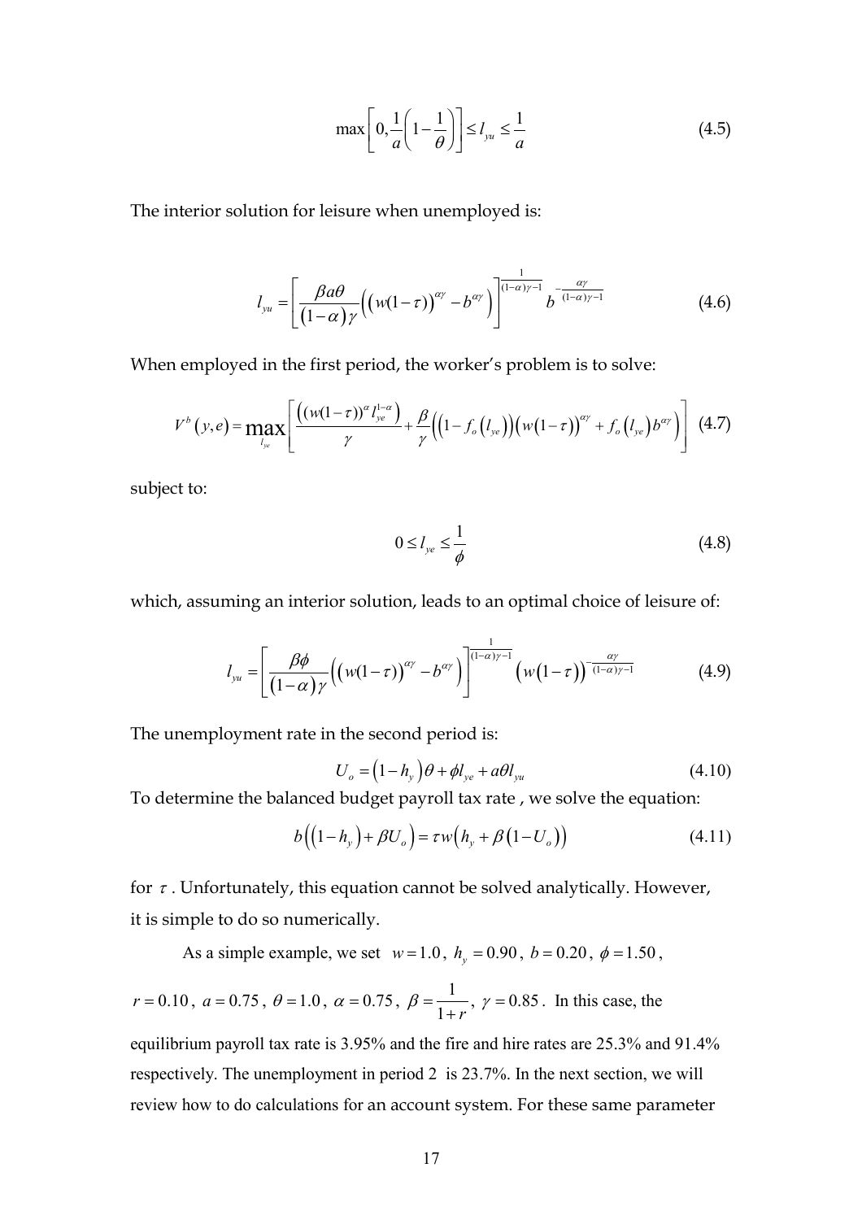$$\max\left[0,\frac{1}{a}\left(1-\frac{1}{\theta}\right)\right]\leq l_{yu}\leq\frac{1}{a} \tag{4.5}$$

The interior solution for leisure when unemployed is:

$$l_{yu}=\left[\frac{\beta a\theta}{(1-\alpha)\gamma}\left(\left(w(1-\tau)\right)^{\alpha\gamma}-b^{\alpha\gamma}\right)\right]^{\frac{1}{(1-\alpha)\gamma-1}}b^{-\frac{\alpha\gamma}{(1-\alpha)\gamma-1}} \tag{4.6}$$

When employed in the first period, the worker's problem is to solve:

$$V^{b}(y,e)=\max_{l_{ye}}\left[\frac{\left((w(1-\tau))^{\alpha}l_{ye}^{1-\alpha}\right)}{\gamma}+\frac{\beta}{\gamma}\left(\left(1-f_{o}\left(l_{ye}\right)\right)\left(w(1-\tau)\right)^{\alpha\gamma}+f_{o}\left(l_{ye}\right)b^{\alpha\gamma}\right)\right] \tag{4.7}$$

subject to:

$$0\leq l_{ye}\leq\frac{1}{\phi} \tag{4.8}$$

which, assuming an interior solution, leads to an optimal choice of leisure of:

$$l_{yu}=\left[\frac{\beta\phi}{(1-\alpha)\gamma}\left(\left(w(1-\tau)\right)^{\alpha\gamma}-b^{\alpha\gamma}\right)\right]^{\frac{1}{(1-\alpha)\gamma-1}}\left(w(1-\tau)\right)^{-\frac{\alpha\gamma}{(1-\alpha)\gamma-1}} \tag{4.9}$$

The unemployment rate in the second period is:

$$U_{o}=\left(1-h_{y}\right)\theta+\phi l_{ye}+a\theta l_{yu} \tag{4.10}$$

To determine the balanced budget payroll tax rate , we solve the equation:

$$b\left(\left(1-h_{y}\right)+\beta U_{o}\right)=\tau w\left(h_{y}+\beta\left(1-U_{o}\right)\right) \tag{4.11}$$

for $\tau$. Unfortunately, this equation cannot be solved analytically. However, it is simple to do so numerically.

As a simple example, we set $w=1.0$, $h_{y}=0.90$, $b=0.20$, $\phi=1.50$, $r=0.10$, $a=0.75$, $\theta=1.0$, $\alpha=0.75$, $\beta=\frac{1}{1+r}$, $\gamma=0.85$. In this case, the equilibrium payroll tax rate is 3.95% and the fire and hire rates are 25.3% and 91.4% respectively. The unemployment in period 2 is 23.7%. In the next section, we will review how to do calculations for an account system. For these same parameter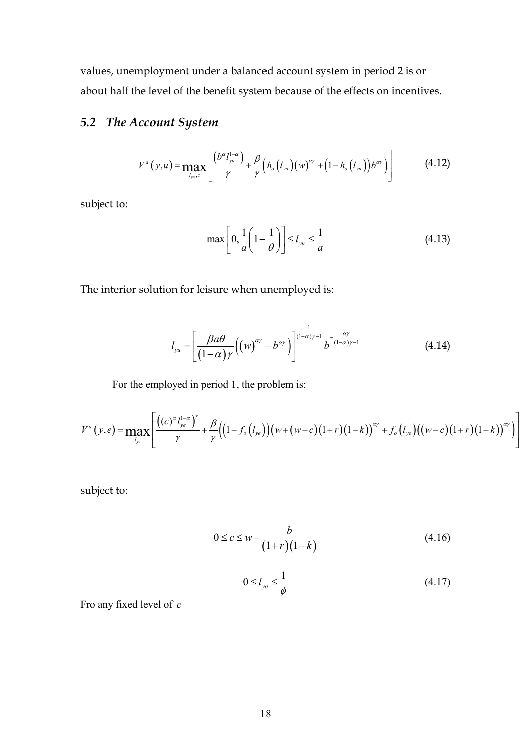values, unemployment under a balanced account system in period 2 is or about half the level of the benefit system because of the effects on incentives.

## *5.2 The Account System*

$$V^{a}\left(y,u\right)=\max_{l_{yu},c}\left[\frac{\left(b^{\alpha}l_{yu}^{1-\alpha}\right)}{\gamma}+\frac{\beta}{\gamma}\left(h_{o}\left(l_{yu}\right)\left(w\right)^{\alpha\gamma}+\left(1-h_{o}\left(l_{yu}\right)\right)b^{\alpha\gamma}\right)\right] \tag{4.12}$$

subject to:

$$\max\left[0,\frac{1}{a}\left(1-\frac{1}{\theta}\right)\right]\leq l_{yu}\leq\frac{1}{a} \tag{4.13}$$

The interior solution for leisure when unemployed is:

$$l_{yu}=\left[\frac{\beta a\theta}{\left(1-\alpha\right)\gamma}\left(\left(w\right)^{\alpha\gamma}-b^{\alpha\gamma}\right)\right]^{\frac{1}{(1-\alpha)\gamma-1}}b^{-\frac{\alpha\gamma}{(1-\alpha)\gamma-1}} \tag{4.14}$$

For the employed in period 1, the problem is:

$$V^{a}\left(y,e\right)=\max_{l_{ye}}\left[\frac{\left((c)^{\alpha}l_{ye}^{1-\alpha}\right)^{\gamma}}{\gamma}+\frac{\beta}{\gamma}\left(\left(1-f_{o}\left(l_{ye}\right)\right)\left(w+\left(w-c\right)\left(1+r\right)\left(1-k\right)\right)^{\alpha\gamma}+f_{o}\left(l_{ye}\right)\left(\left(w-c\right)\left(1+r\right)\left(1-k\right)\right)^{\alpha\gamma}\right)\right]$$

subject to:

$$0\leq c\leq w-\frac{b}{\left(1+r\right)\left(1-k\right)} \tag{4.16}$$

$$0\leq l_{ye}\leq\frac{1}{\phi} \tag{4.17}$$

Fro any fixed level of $c$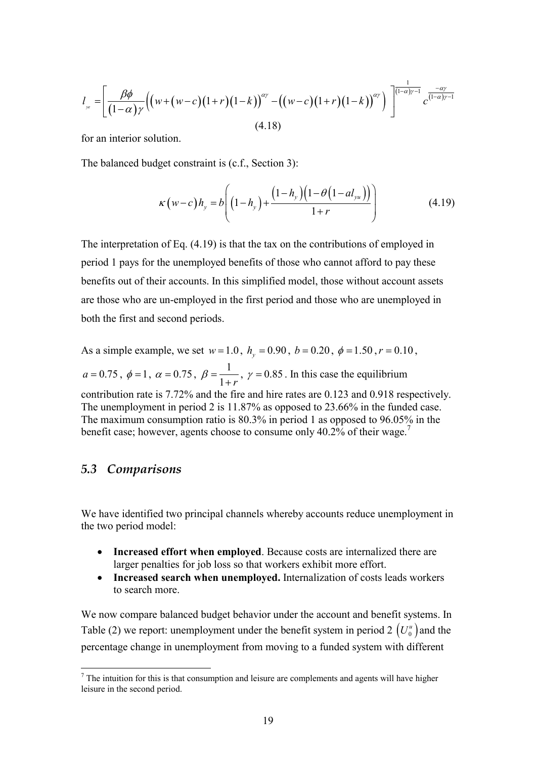$$l_{ye} = \left[ \frac{\beta\phi}{(1-\alpha)\gamma} \left( \left( w + (w-c)(1+r)(1-k) \right)^{\alpha\gamma} - \left( (w-c)(1+r)(1-k) \right)^{\alpha\gamma} \right) \right]^{\frac{1}{(1-\alpha)\gamma-1}} c^{\frac{-\alpha\gamma}{(1-\alpha)\gamma-1}}$$

(4.18)

for an interior solution.

The balanced budget constraint is (c.f., Section 3):

$$\kappa(w-c)h_y = b\left( (1-h_y) + \frac{(1-h_y)(1-\theta(1-al_{yu}))}{1+r} \right) \tag{4.19}$$

The interpretation of Eq. (4.19) is that the tax on the contributions of employed in period 1 pays for the unemployed benefits of those who cannot afford to pay these benefits out of their accounts. In this simplified model, those without account assets are those who are un-employed in the first period and those who are unemployed in both the first and second periods.

As a simple example, we set $w = 1.0$, $h_y = 0.90$, $b = 0.20$, $\phi = 1.50$, $r = 0.10$, $a = 0.75$, $\phi = 1$, $\alpha = 0.75$, $\beta = \frac{1}{1+r}$, $\gamma = 0.85$. In this case the equilibrium contribution rate is 7.72% and the fire and hire rates are 0.123 and 0.918 respectively. The unemployment in period 2 is 11.87% as opposed to 23.66% in the funded case. The maximum consumption ratio is 80.3% in period 1 as opposed to 96.05% in the benefit case; however, agents choose to consume only 40.2% of their wage.[7]

## 5.3 Comparisons

We have identified two principal channels whereby accounts reduce unemployment in the two period model:

- **Increased effort when employed**. Because costs are internalized there are larger penalties for job loss so that workers exhibit more effort.
- **Increased search when unemployed.** Internalization of costs leads workers to search more.

We now compare balanced budget behavior under the account and benefit systems. In Table (2) we report: unemployment under the benefit system in period 2 $(U_0^u)$ and the percentage change in unemployment from moving to a funded system with different

[7] The intuition for this is that consumption and leisure are complements and agents will have higher leisure in the second period.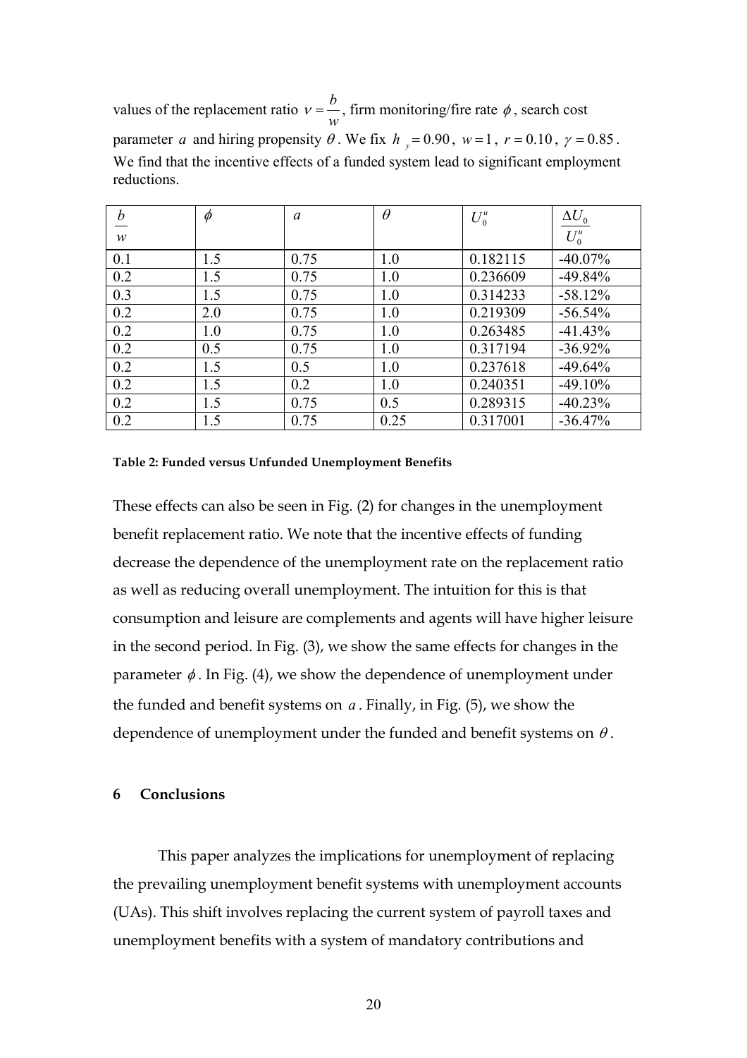values of the replacement ratio $\nu = \frac{b}{w}$, firm monitoring/fire rate $\phi$, search cost parameter $a$ and hiring propensity $\theta$. We fix $h_y = 0.90$, $w = 1$, $r = 0.10$, $\gamma = 0.85$. We find that the incentive effects of a funded system lead to significant employment reductions.

| $\frac{b}{w}$ | $\phi$ | $a$ | $\theta$ | $U_0^u$ | $\frac{\Delta U_0}{U_0^u}$ |
|---|---|---|---|---|---|
| 0.1 | 1.5 | 0.75 | 1.0 | 0.182115 | -40.07% |
| 0.2 | 1.5 | 0.75 | 1.0 | 0.236609 | -49.84% |
| 0.3 | 1.5 | 0.75 | 1.0 | 0.314233 | -58.12% |
| 0.2 | 2.0 | 0.75 | 1.0 | 0.219309 | -56.54% |
| 0.2 | 1.0 | 0.75 | 1.0 | 0.263485 | -41.43% |
| 0.2 | 0.5 | 0.75 | 1.0 | 0.317194 | -36.92% |
| 0.2 | 1.5 | 0.5 | 1.0 | 0.237618 | -49.64% |
| 0.2 | 1.5 | 0.2 | 1.0 | 0.240351 | -49.10% |
| 0.2 | 1.5 | 0.75 | 0.5 | 0.289315 | -40.23% |
| 0.2 | 1.5 | 0.75 | 0.25 | 0.317001 | -36.47% |

**Table 2: Funded versus Unfunded Unemployment Benefits**

These effects can also be seen in Fig. (2) for changes in the unemployment benefit replacement ratio. We note that the incentive effects of funding decrease the dependence of the unemployment rate on the replacement ratio as well as reducing overall unemployment. The intuition for this is that consumption and leisure are complements and agents will have higher leisure in the second period. In Fig. (3), we show the same effects for changes in the parameter $\phi$. In Fig. (4), we show the dependence of unemployment under the funded and benefit systems on $a$. Finally, in Fig. (5), we show the dependence of unemployment under the funded and benefit systems on $\theta$.

## 6 Conclusions

This paper analyzes the implications for unemployment of replacing the prevailing unemployment benefit systems with unemployment accounts (UAs). This shift involves replacing the current system of payroll taxes and unemployment benefits with a system of mandatory contributions and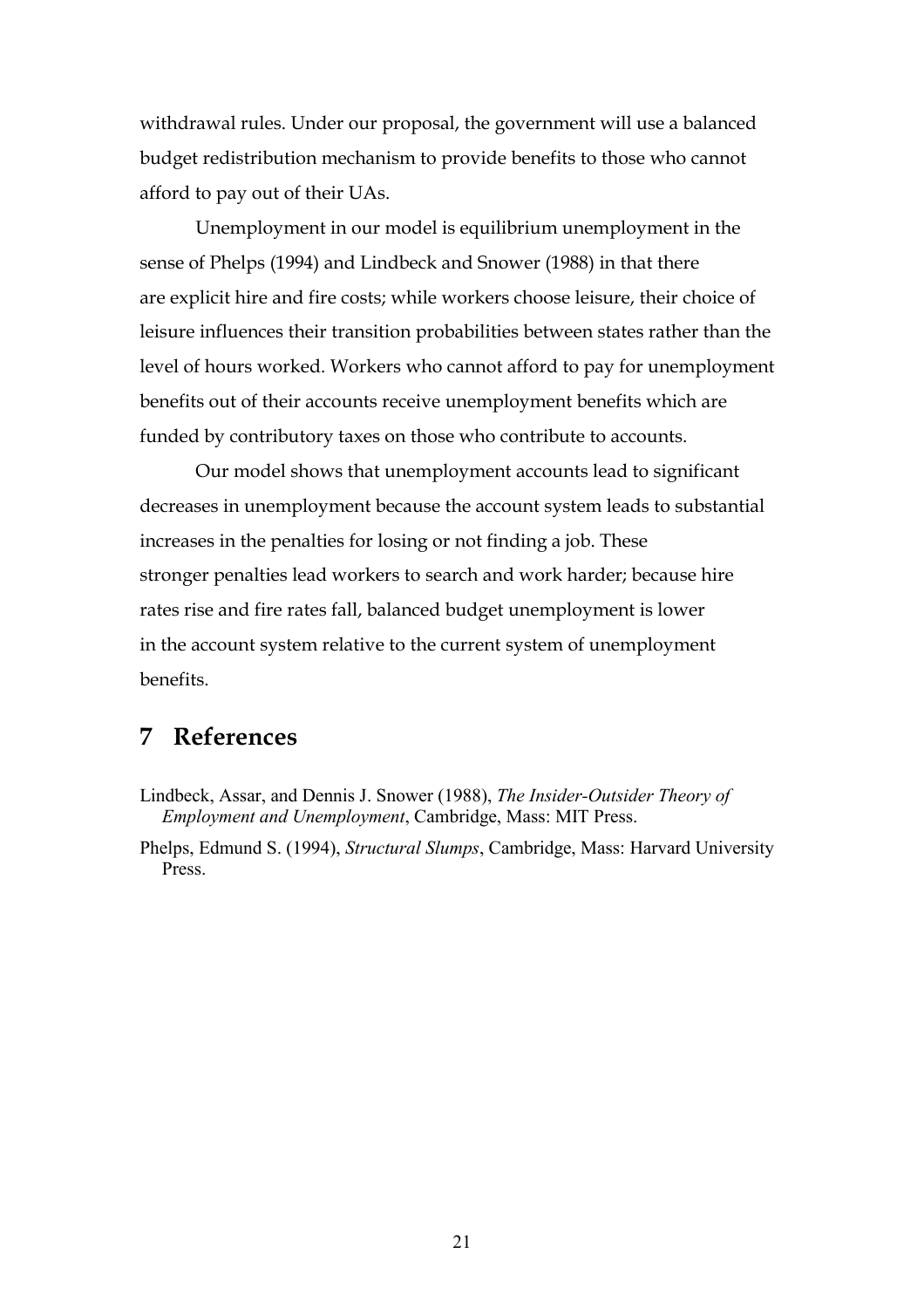withdrawal rules. Under our proposal, the government will use a balanced budget redistribution mechanism to provide benefits to those who cannot afford to pay out of their UAs.

Unemployment in our model is equilibrium unemployment in the sense of Phelps (1994) and Lindbeck and Snower (1988) in that there are explicit hire and fire costs; while workers choose leisure, their choice of leisure influences their transition probabilities between states rather than the level of hours worked. Workers who cannot afford to pay for unemployment benefits out of their accounts receive unemployment benefits which are funded by contributory taxes on those who contribute to accounts.

Our model shows that unemployment accounts lead to significant decreases in unemployment because the account system leads to substantial increases in the penalties for losing or not finding a job. These stronger penalties lead workers to search and work harder; because hire rates rise and fire rates fall, balanced budget unemployment is lower in the account system relative to the current system of unemployment benefits.

# 7 References

Lindbeck, Assar, and Dennis J. Snower (1988), *The Insider-Outsider Theory of Employment and Unemployment*, Cambridge, Mass: MIT Press.

Phelps, Edmund S. (1994), *Structural Slumps*, Cambridge, Mass: Harvard University Press.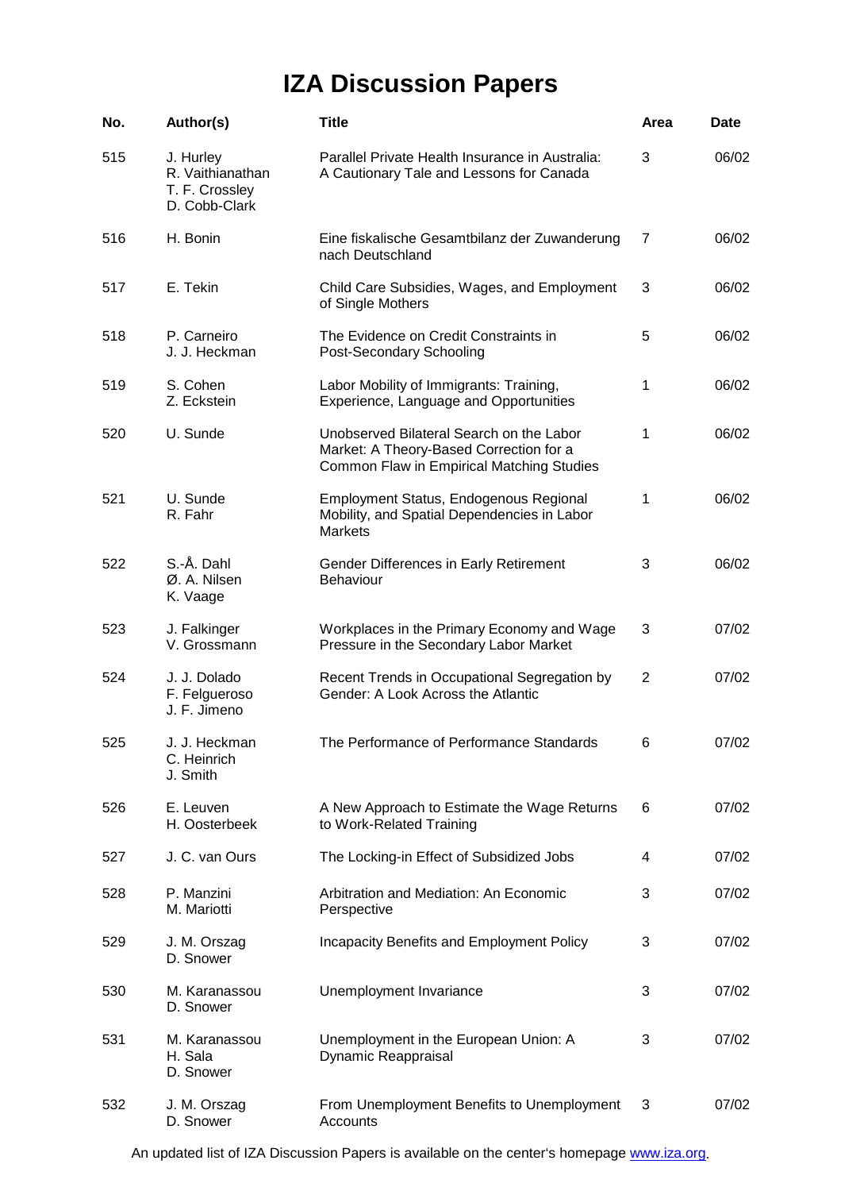# IZA Discussion Papers

| No. | Author(s) | Title | Area | Date |
|---|---|---|---|---|
| 515 | J. Hurley<br>R. Vaithianathan<br>T. F. Crossley<br>D. Cobb-Clark | Parallel Private Health Insurance in Australia: A Cautionary Tale and Lessons for Canada | 3 | 06/02 |
| 516 | H. Bonin | Eine fiskalische Gesamtbilanz der Zuwanderung nach Deutschland | 7 | 06/02 |
| 517 | E. Tekin | Child Care Subsidies, Wages, and Employment of Single Mothers | 3 | 06/02 |
| 518 | P. Carneiro<br>J. J. Heckman | The Evidence on Credit Constraints in Post-Secondary Schooling | 5 | 06/02 |
| 519 | S. Cohen<br>Z. Eckstein | Labor Mobility of Immigrants: Training, Experience, Language and Opportunities | 1 | 06/02 |
| 520 | U. Sunde | Unobserved Bilateral Search on the Labor Market: A Theory-Based Correction for a Common Flaw in Empirical Matching Studies | 1 | 06/02 |
| 521 | U. Sunde<br>R. Fahr | Employment Status, Endogenous Regional Mobility, and Spatial Dependencies in Labor Markets | 1 | 06/02 |
| 522 | S.-Å. Dahl<br>Ø. A. Nilsen<br>K. Vaage | Gender Differences in Early Retirement Behaviour | 3 | 06/02 |
| 523 | J. Falkinger<br>V. Grossmann | Workplaces in the Primary Economy and Wage Pressure in the Secondary Labor Market | 3 | 07/02 |
| 524 | J. J. Dolado<br>F. Felgueroso<br>J. F. Jimeno | Recent Trends in Occupational Segregation by Gender: A Look Across the Atlantic | 2 | 07/02 |
| 525 | J. J. Heckman<br>C. Heinrich<br>J. Smith | The Performance of Performance Standards | 6 | 07/02 |
| 526 | E. Leuven<br>H. Oosterbeek | A New Approach to Estimate the Wage Returns to Work-Related Training | 6 | 07/02 |
| 527 | J. C. van Ours | The Locking-in Effect of Subsidized Jobs | 4 | 07/02 |
| 528 | P. Manzini<br>M. Mariotti | Arbitration and Mediation: An Economic Perspective | 3 | 07/02 |
| 529 | J. M. Orszag<br>D. Snower | Incapacity Benefits and Employment Policy | 3 | 07/02 |
| 530 | M. Karanassou<br>D. Snower | Unemployment Invariance | 3 | 07/02 |
| 531 | M. Karanassou<br>H. Sala<br>D. Snower | Unemployment in the European Union: A Dynamic Reappraisal | 3 | 07/02 |
| 532 | J. M. Orszag<br>D. Snower | From Unemployment Benefits to Unemployment Accounts | 3 | 07/02 |

An updated list of IZA Discussion Papers is available on the center's homepage www.iza.org.